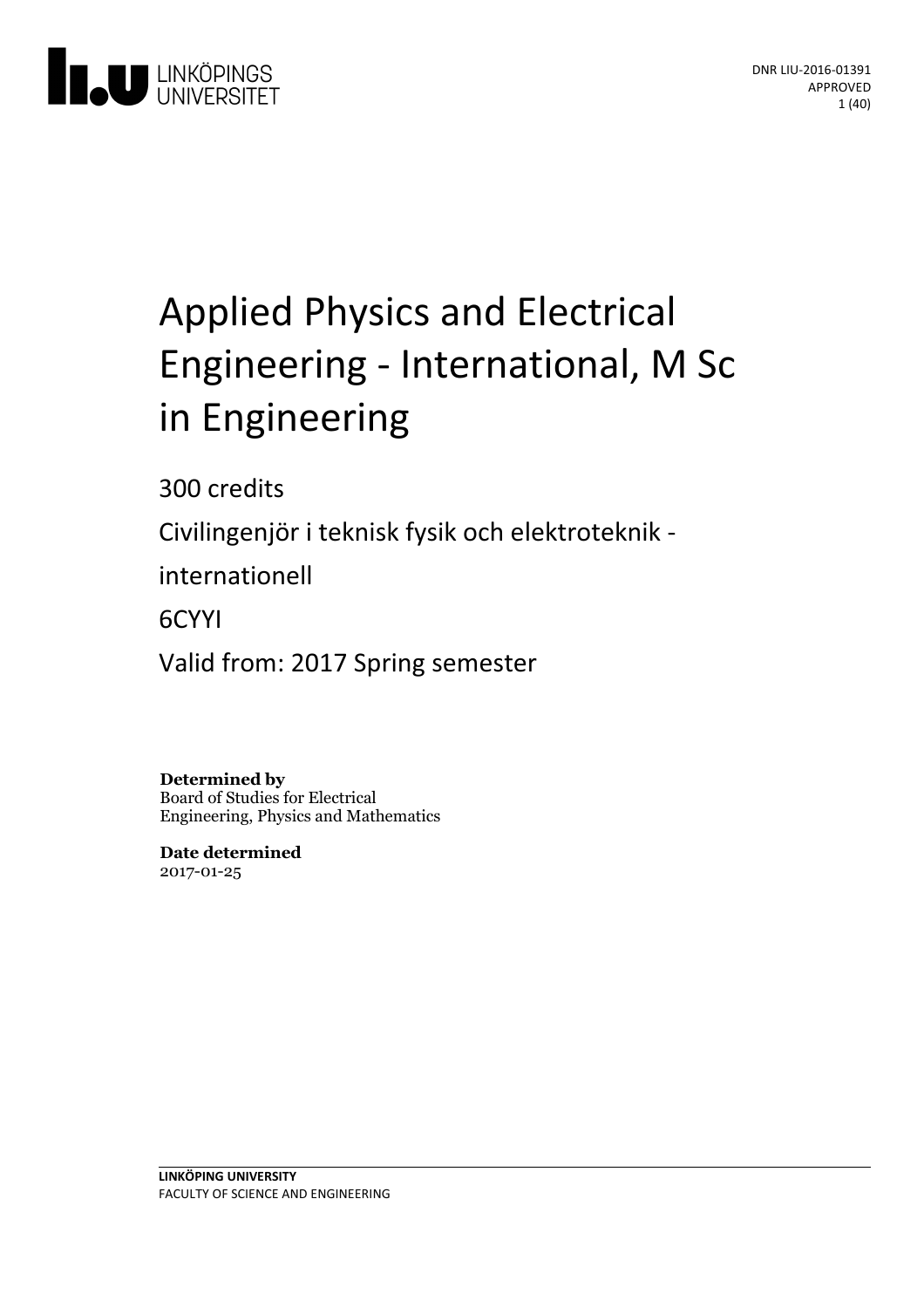DNR LIU-2016-01391
APPROVED

# Applied Physics and Electrical Engineering - International, M Sc in Engineering

300 credits

Civilingenjör i teknisk fysik och elektroteknik - internationell

6CYYI

Valid from: 2017 Spring semester

**Determined by**
Board of Studies for Electrical Engineering, Physics and Mathematics

**Date determined**
2017-01-25

**LINKÖPING UNIVERSITY**
FACULTY OF SCIENCE AND ENGINEERING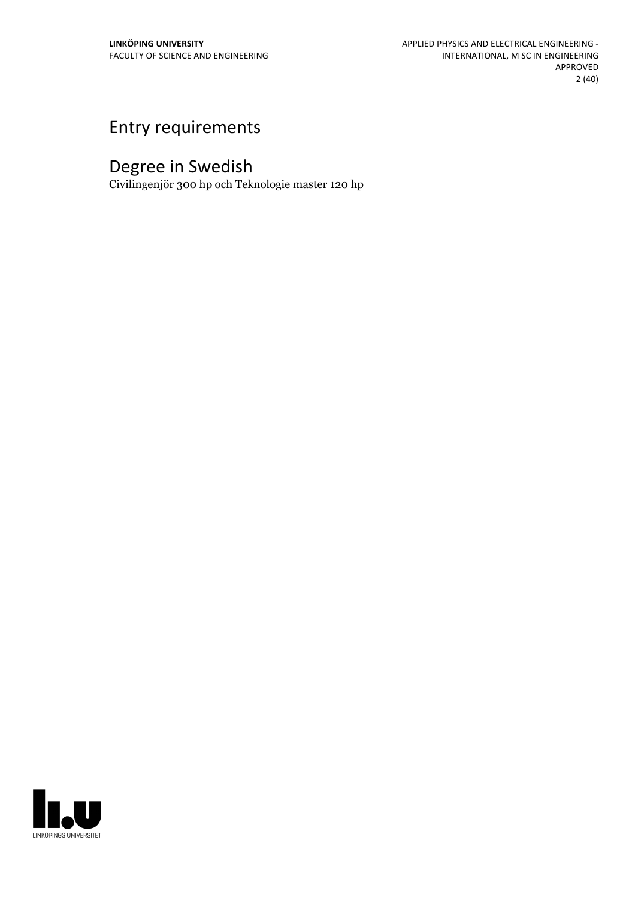## Entry requirements

## Degree in Swedish

Civilingenjör 300 hp och Teknologie master 120 hp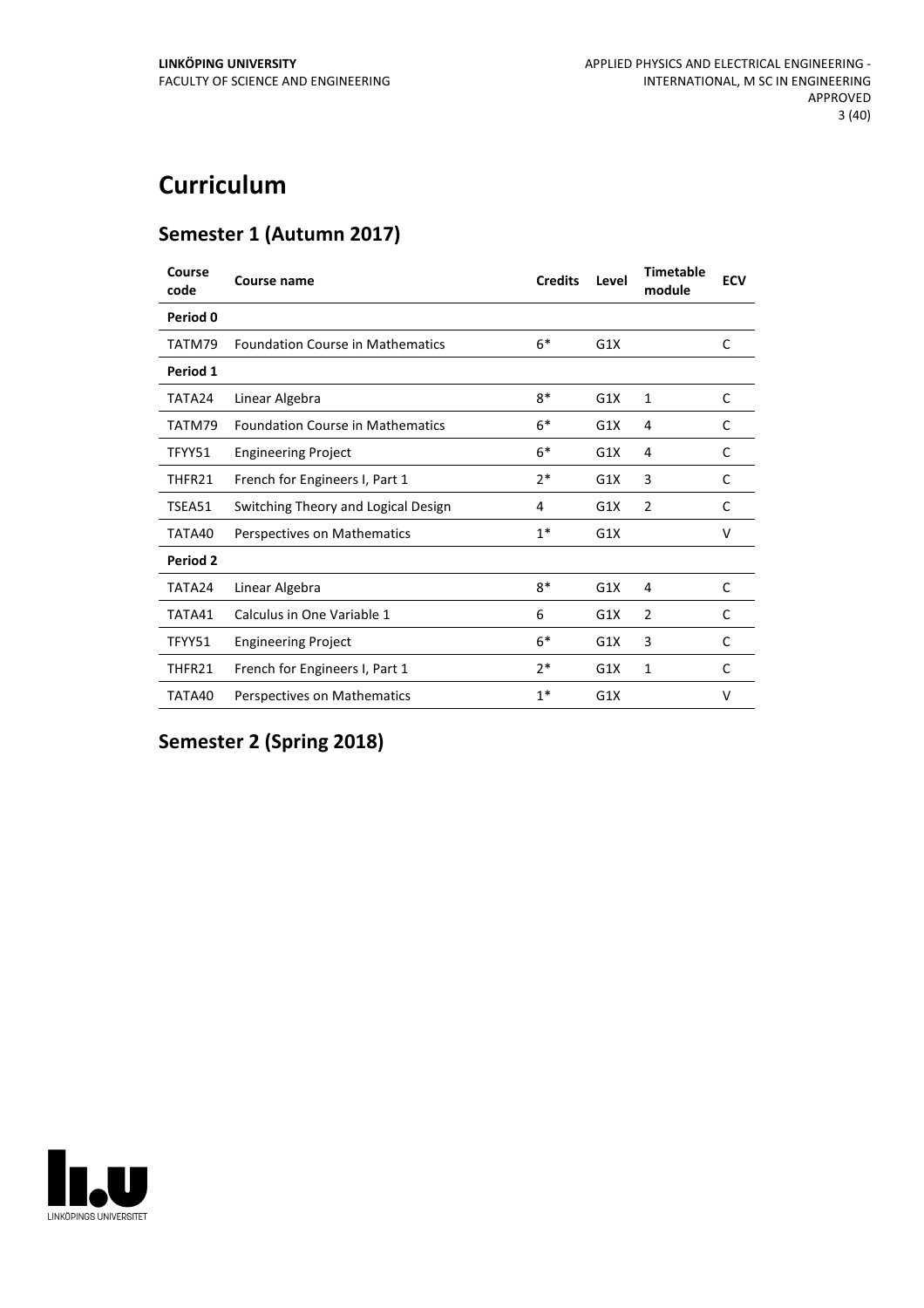# Curriculum

## Semester 1 (Autumn 2017)

| Course code | Course name | Credits | Level | Timetable module | ECV |
|---|---|---|---|---|---|
| **Period 0** | | | | | |
| TATM79 | Foundation Course in Mathematics | 6* | G1X | | C |
| **Period 1** | | | | | |
| TATA24 | Linear Algebra | 8* | G1X | 1 | C |
| TATM79 | Foundation Course in Mathematics | 6* | G1X | 4 | C |
| TFYY51 | Engineering Project | 6* | G1X | 4 | C |
| THFR21 | French for Engineers I, Part 1 | 2* | G1X | 3 | C |
| TSEA51 | Switching Theory and Logical Design | 4 | G1X | 2 | C |
| TATA40 | Perspectives on Mathematics | 1* | G1X | | V |
| **Period 2** | | | | | |
| TATA24 | Linear Algebra | 8* | G1X | 4 | C |
| TATA41 | Calculus in One Variable 1 | 6 | G1X | 2 | C |
| TFYY51 | Engineering Project | 6* | G1X | 3 | C |
| THFR21 | French for Engineers I, Part 1 | 2* | G1X | 1 | C |
| TATA40 | Perspectives on Mathematics | 1* | G1X | | V |

## Semester 2 (Spring 2018)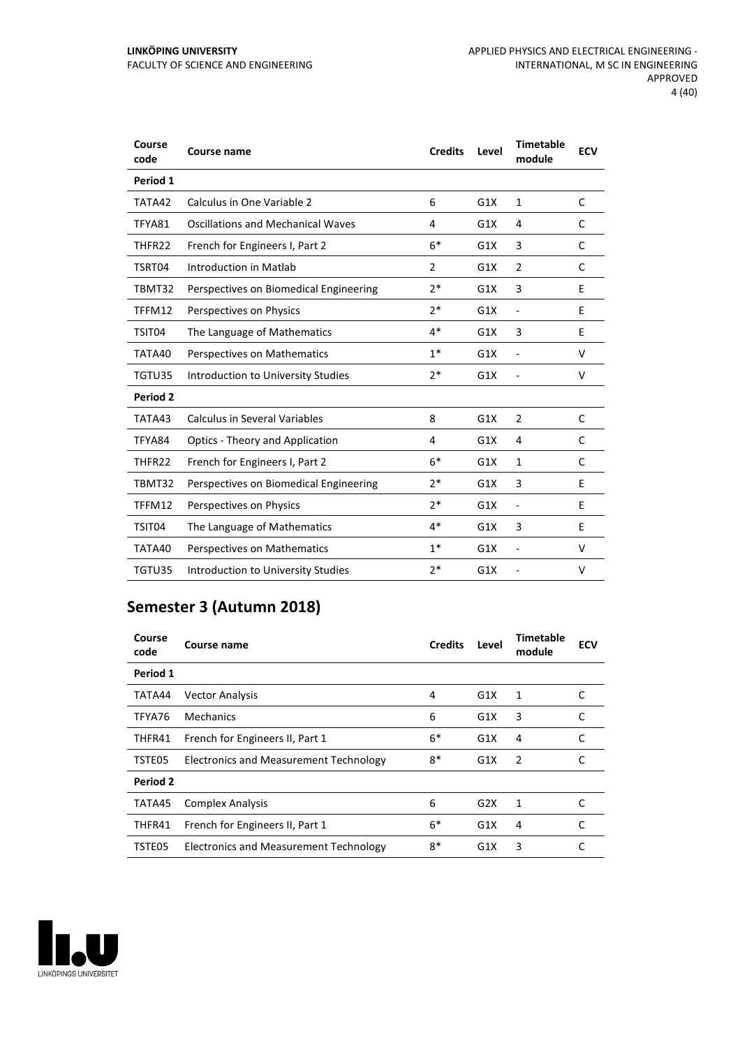| Course code | Course name | Credits | Level | Timetable module | ECV |
|---|---|---|---|---|---|
| **Period 1** | | | | | |
| TATA42 | Calculus in One Variable 2 | 6 | G1X | 1 | C |
| TFYA81 | Oscillations and Mechanical Waves | 4 | G1X | 4 | C |
| THFR22 | French for Engineers I, Part 2 | 6* | G1X | 3 | C |
| TSRT04 | Introduction in Matlab | 2 | G1X | 2 | C |
| TBMT32 | Perspectives on Biomedical Engineering | 2* | G1X | 3 | E |
| TFFM12 | Perspectives on Physics | 2* | G1X | - | E |
| TSIT04 | The Language of Mathematics | 4* | G1X | 3 | E |
| TATA40 | Perspectives on Mathematics | 1* | G1X | - | V |
| TGTU35 | Introduction to University Studies | 2* | G1X | - | V |
| **Period 2** | | | | | |
| TATA43 | Calculus in Several Variables | 8 | G1X | 2 | C |
| TFYA84 | Optics - Theory and Application | 4 | G1X | 4 | C |
| THFR22 | French for Engineers I, Part 2 | 6* | G1X | 1 | C |
| TBMT32 | Perspectives on Biomedical Engineering | 2* | G1X | 3 | E |
| TFFM12 | Perspectives on Physics | 2* | G1X | - | E |
| TSIT04 | The Language of Mathematics | 4* | G1X | 3 | E |
| TATA40 | Perspectives on Mathematics | 1* | G1X | - | V |
| TGTU35 | Introduction to University Studies | 2* | G1X | - | V |

## Semester 3 (Autumn 2018)

| Course code | Course name | Credits | Level | Timetable module | ECV |
|---|---|---|---|---|---|
| **Period 1** | | | | | |
| TATA44 | Vector Analysis | 4 | G1X | 1 | C |
| TFYA76 | Mechanics | 6 | G1X | 3 | C |
| THFR41 | French for Engineers II, Part 1 | 6* | G1X | 4 | C |
| TSTE05 | Electronics and Measurement Technology | 8* | G1X | 2 | C |
| **Period 2** | | | | | |
| TATA45 | Complex Analysis | 6 | G2X | 1 | C |
| THFR41 | French for Engineers II, Part 1 | 6* | G1X | 4 | C |
| TSTE05 | Electronics and Measurement Technology | 8* | G1X | 3 | C |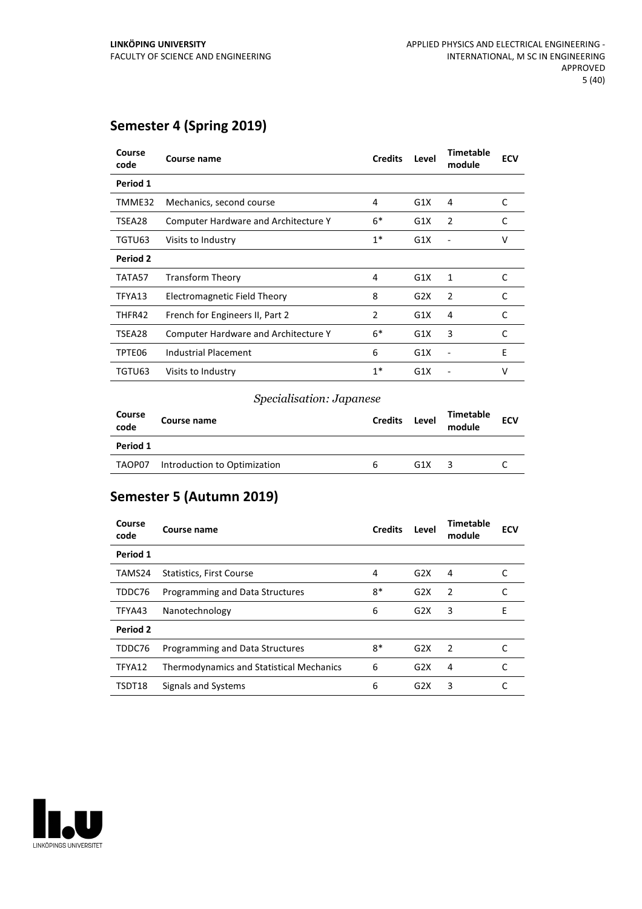## Semester 4 (Spring 2019)

| Course code | Course name | Credits | Level | Timetable module | ECV |
|---|---|---|---|---|---|
| **Period 1** | | | | | |
| TMME32 | Mechanics, second course | 4 | G1X | 4 | C |
| TSEA28 | Computer Hardware and Architecture Y | 6* | G1X | 2 | C |
| TGTU63 | Visits to Industry | 1* | G1X | - | V |
| **Period 2** | | | | | |
| TATA57 | Transform Theory | 4 | G1X | 1 | C |
| TFYA13 | Electromagnetic Field Theory | 8 | G2X | 2 | C |
| THFR42 | French for Engineers II, Part 2 | 2 | G1X | 4 | C |
| TSEA28 | Computer Hardware and Architecture Y | 6* | G1X | 3 | C |
| TPTE06 | Industrial Placement | 6 | G1X | - | E |
| TGTU63 | Visits to Industry | 1* | G1X | - | V |

*Specialisation: Japanese*

| Course code | Course name | Credits | Level | Timetable module | ECV |
|---|---|---|---|---|---|
| **Period 1** | | | | | |
| TAOP07 | Introduction to Optimization | 6 | G1X | 3 | C |

## Semester 5 (Autumn 2019)

| Course code | Course name | Credits | Level | Timetable module | ECV |
|---|---|---|---|---|---|
| **Period 1** | | | | | |
| TAMS24 | Statistics, First Course | 4 | G2X | 4 | C |
| TDDC76 | Programming and Data Structures | 8* | G2X | 2 | C |
| TFYA43 | Nanotechnology | 6 | G2X | 3 | E |
| **Period 2** | | | | | |
| TDDC76 | Programming and Data Structures | 8* | G2X | 2 | C |
| TFYA12 | Thermodynamics and Statistical Mechanics | 6 | G2X | 4 | C |
| TSDT18 | Signals and Systems | 6 | G2X | 3 | C |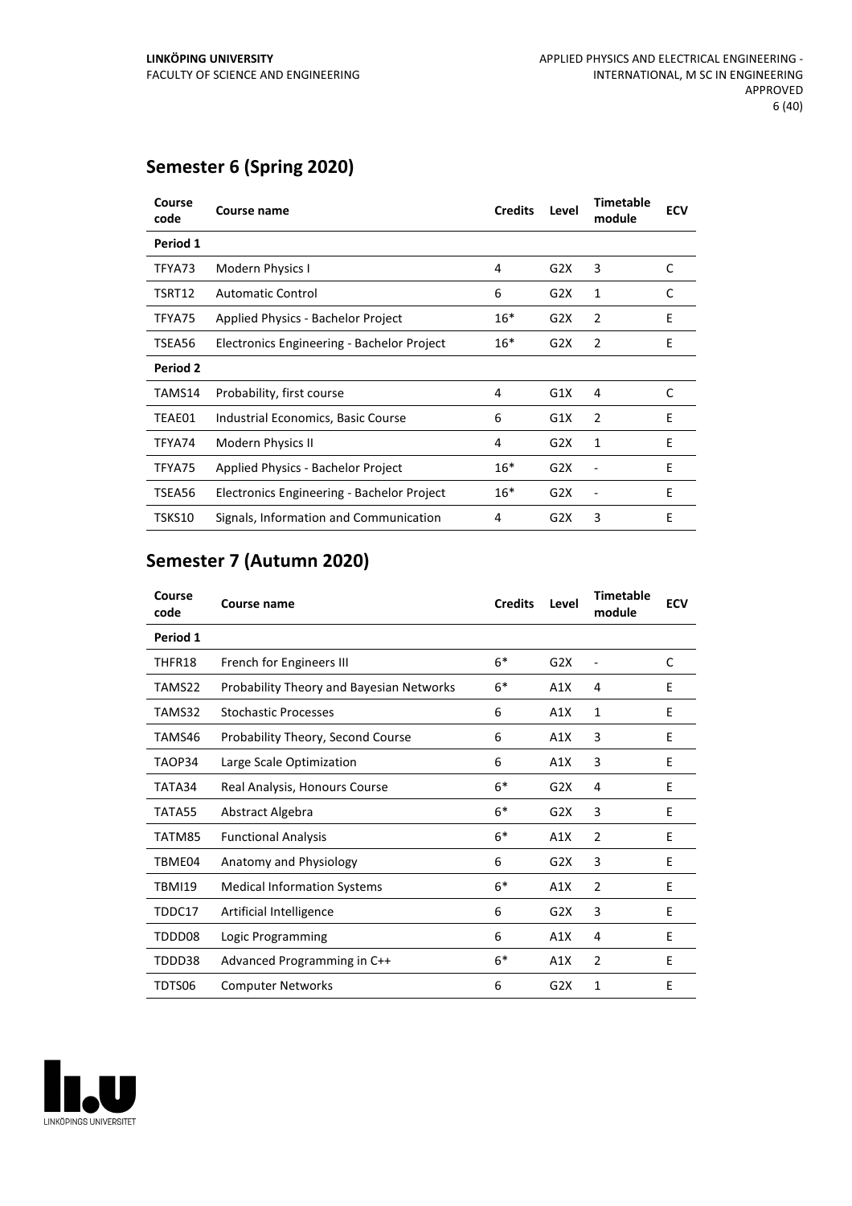## Semester 6 (Spring 2020)

| Course code | Course name | Credits | Level | Timetable module | ECV |
|---|---|---|---|---|---|
| **Period 1** | | | | | |
| TFYA73 | Modern Physics I | 4 | G2X | 3 | C |
| TSRT12 | Automatic Control | 6 | G2X | 1 | C |
| TFYA75 | Applied Physics - Bachelor Project | 16* | G2X | 2 | E |
| TSEA56 | Electronics Engineering - Bachelor Project | 16* | G2X | 2 | E |
| **Period 2** | | | | | |
| TAMS14 | Probability, first course | 4 | G1X | 4 | C |
| TEAE01 | Industrial Economics, Basic Course | 6 | G1X | 2 | E |
| TFYA74 | Modern Physics II | 4 | G2X | 1 | E |
| TFYA75 | Applied Physics - Bachelor Project | 16* | G2X | - | E |
| TSEA56 | Electronics Engineering - Bachelor Project | 16* | G2X | - | E |
| TSKS10 | Signals, Information and Communication | 4 | G2X | 3 | E |

## Semester 7 (Autumn 2020)

| Course code | Course name | Credits | Level | Timetable module | ECV |
|---|---|---|---|---|---|
| **Period 1** | | | | | |
| THFR18 | French for Engineers III | 6* | G2X | - | C |
| TAMS22 | Probability Theory and Bayesian Networks | 6* | A1X | 4 | E |
| TAMS32 | Stochastic Processes | 6 | A1X | 1 | E |
| TAMS46 | Probability Theory, Second Course | 6 | A1X | 3 | E |
| TAOP34 | Large Scale Optimization | 6 | A1X | 3 | E |
| TATA34 | Real Analysis, Honours Course | 6* | G2X | 4 | E |
| TATA55 | Abstract Algebra | 6* | G2X | 3 | E |
| TATM85 | Functional Analysis | 6* | A1X | 2 | E |
| TBME04 | Anatomy and Physiology | 6 | G2X | 3 | E |
| TBMI19 | Medical Information Systems | 6* | A1X | 2 | E |
| TDDC17 | Artificial Intelligence | 6 | G2X | 3 | E |
| TDDD08 | Logic Programming | 6 | A1X | 4 | E |
| TDDD38 | Advanced Programming in C++ | 6* | A1X | 2 | E |
| TDTS06 | Computer Networks | 6 | G2X | 1 | E |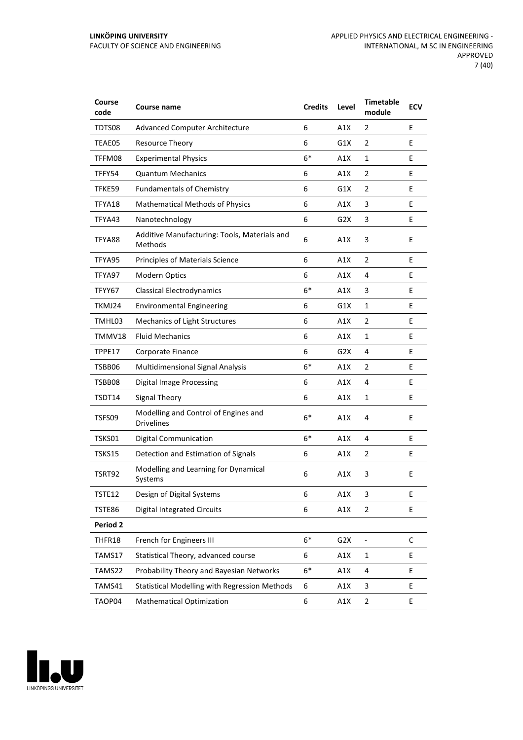| Course code | Course name | Credits | Level | Timetable module | ECV |
|---|---|---|---|---|---|
| TDTS08 | Advanced Computer Architecture | 6 | A1X | 2 | E |
| TEAE05 | Resource Theory | 6 | G1X | 2 | E |
| TFFM08 | Experimental Physics | 6* | A1X | 1 | E |
| TFFY54 | Quantum Mechanics | 6 | A1X | 2 | E |
| TFKE59 | Fundamentals of Chemistry | 6 | G1X | 2 | E |
| TFYA18 | Mathematical Methods of Physics | 6 | A1X | 3 | E |
| TFYA43 | Nanotechnology | 6 | G2X | 3 | E |
| TFYA88 | Additive Manufacturing: Tools, Materials and Methods | 6 | A1X | 3 | E |
| TFYA95 | Principles of Materials Science | 6 | A1X | 2 | E |
| TFYA97 | Modern Optics | 6 | A1X | 4 | E |
| TFYY67 | Classical Electrodynamics | 6* | A1X | 3 | E |
| TKMJ24 | Environmental Engineering | 6 | G1X | 1 | E |
| TMHL03 | Mechanics of Light Structures | 6 | A1X | 2 | E |
| TMMV18 | Fluid Mechanics | 6 | A1X | 1 | E |
| TPPE17 | Corporate Finance | 6 | G2X | 4 | E |
| TSBB06 | Multidimensional Signal Analysis | 6* | A1X | 2 | E |
| TSBB08 | Digital Image Processing | 6 | A1X | 4 | E |
| TSDT14 | Signal Theory | 6 | A1X | 1 | E |
| TSFS09 | Modelling and Control of Engines and Drivelines | 6* | A1X | 4 | E |
| TSKS01 | Digital Communication | 6* | A1X | 4 | E |
| TSKS15 | Detection and Estimation of Signals | 6 | A1X | 2 | E |
| TSRT92 | Modelling and Learning for Dynamical Systems | 6 | A1X | 3 | E |
| TSTE12 | Design of Digital Systems | 6 | A1X | 3 | E |
| TSTE86 | Digital Integrated Circuits | 6 | A1X | 2 | E |
| **Period 2** | | | | | |
| THFR18 | French for Engineers III | 6* | G2X | - | C |
| TAMS17 | Statistical Theory, advanced course | 6 | A1X | 1 | E |
| TAMS22 | Probability Theory and Bayesian Networks | 6* | A1X | 4 | E |
| TAMS41 | Statistical Modelling with Regression Methods | 6 | A1X | 3 | E |
| TAOP04 | Mathematical Optimization | 6 | A1X | 2 | E |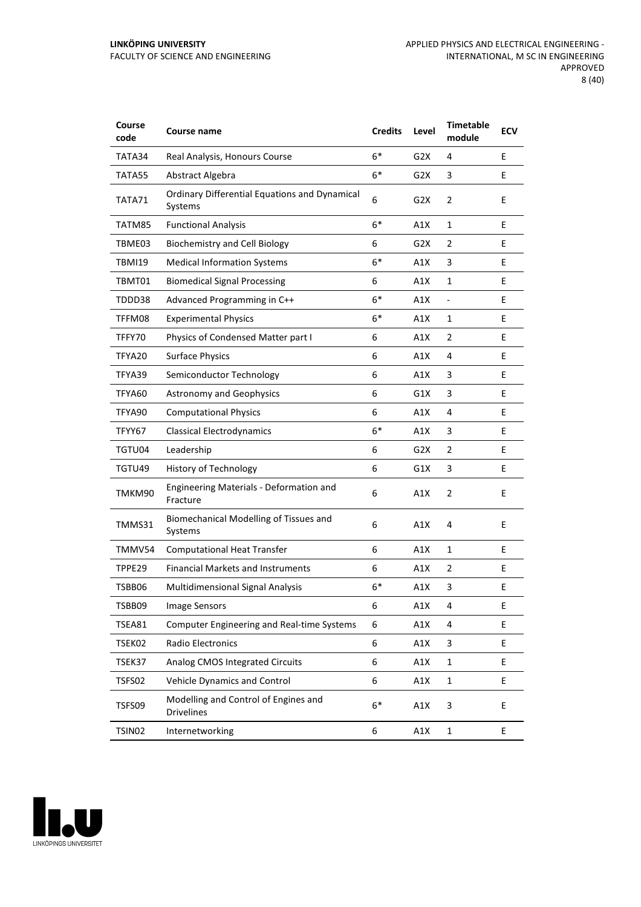| Course code | Course name | Credits | Level | Timetable module | ECV |
|---|---|---|---|---|---|
| TATA34 | Real Analysis, Honours Course | 6* | G2X | 4 | E |
| TATA55 | Abstract Algebra | 6* | G2X | 3 | E |
| TATA71 | Ordinary Differential Equations and Dynamical Systems | 6 | G2X | 2 | E |
| TATM85 | Functional Analysis | 6* | A1X | 1 | E |
| TBME03 | Biochemistry and Cell Biology | 6 | G2X | 2 | E |
| TBMI19 | Medical Information Systems | 6* | A1X | 3 | E |
| TBMT01 | Biomedical Signal Processing | 6 | A1X | 1 | E |
| TDDD38 | Advanced Programming in C++ | 6* | A1X | - | E |
| TFFM08 | Experimental Physics | 6* | A1X | 1 | E |
| TFFY70 | Physics of Condensed Matter part I | 6 | A1X | 2 | E |
| TFYA20 | Surface Physics | 6 | A1X | 4 | E |
| TFYA39 | Semiconductor Technology | 6 | A1X | 3 | E |
| TFYA60 | Astronomy and Geophysics | 6 | G1X | 3 | E |
| TFYA90 | Computational Physics | 6 | A1X | 4 | E |
| TFYY67 | Classical Electrodynamics | 6* | A1X | 3 | E |
| TGTU04 | Leadership | 6 | G2X | 2 | E |
| TGTU49 | History of Technology | 6 | G1X | 3 | E |
| TMKM90 | Engineering Materials - Deformation and Fracture | 6 | A1X | 2 | E |
| TMMS31 | Biomechanical Modelling of Tissues and Systems | 6 | A1X | 4 | E |
| TMMV54 | Computational Heat Transfer | 6 | A1X | 1 | E |
| TPPE29 | Financial Markets and Instruments | 6 | A1X | 2 | E |
| TSBB06 | Multidimensional Signal Analysis | 6* | A1X | 3 | E |
| TSBB09 | Image Sensors | 6 | A1X | 4 | E |
| TSEA81 | Computer Engineering and Real-time Systems | 6 | A1X | 4 | E |
| TSEK02 | Radio Electronics | 6 | A1X | 3 | E |
| TSEK37 | Analog CMOS Integrated Circuits | 6 | A1X | 1 | E |
| TSFS02 | Vehicle Dynamics and Control | 6 | A1X | 1 | E |
| TSFS09 | Modelling and Control of Engines and Drivelines | 6* | A1X | 3 | E |
| TSIN02 | Internetworking | 6 | A1X | 1 | E |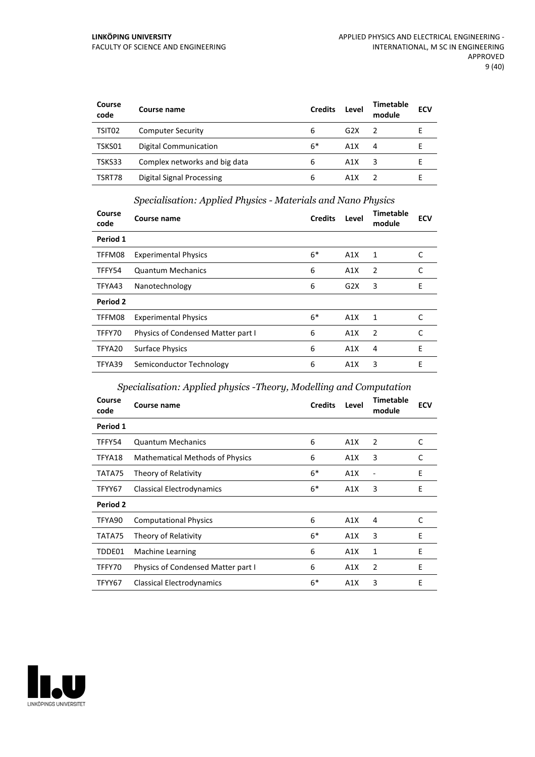| Course code | Course name | Credits | Level | Timetable module | ECV |
|---|---|---|---|---|---|
| TSIT02 | Computer Security | 6 | G2X | 2 | E |
| TSKS01 | Digital Communication | 6* | A1X | 4 | E |
| TSKS33 | Complex networks and big data | 6 | A1X | 3 | E |
| TSRT78 | Digital Signal Processing | 6 | A1X | 2 | E |

### *Specialisation: Applied Physics - Materials and Nano Physics*

| Course code | Course name | Credits | Level | Timetable module | ECV |
|---|---|---|---|---|---|
| **Period 1** | | | | | |
| TFFM08 | Experimental Physics | 6* | A1X | 1 | C |
| TFFY54 | Quantum Mechanics | 6 | A1X | 2 | C |
| TFYA43 | Nanotechnology | 6 | G2X | 3 | E |
| **Period 2** | | | | | |
| TFFM08 | Experimental Physics | 6* | A1X | 1 | C |
| TFFY70 | Physics of Condensed Matter part I | 6 | A1X | 2 | C |
| TFYA20 | Surface Physics | 6 | A1X | 4 | E |
| TFYA39 | Semiconductor Technology | 6 | A1X | 3 | E |

### *Specialisation: Applied physics -Theory, Modelling and Computation*

| Course code | Course name | Credits | Level | Timetable module | ECV |
|---|---|---|---|---|---|
| **Period 1** | | | | | |
| TFFY54 | Quantum Mechanics | 6 | A1X | 2 | C |
| TFYA18 | Mathematical Methods of Physics | 6 | A1X | 3 | C |
| TATA75 | Theory of Relativity | 6* | A1X | - | E |
| TFYY67 | Classical Electrodynamics | 6* | A1X | 3 | E |
| **Period 2** | | | | | |
| TFYA90 | Computational Physics | 6 | A1X | 4 | C |
| TATA75 | Theory of Relativity | 6* | A1X | 3 | E |
| TDDE01 | Machine Learning | 6 | A1X | 1 | E |
| TFFY70 | Physics of Condensed Matter part I | 6 | A1X | 2 | E |
| TFYY67 | Classical Electrodynamics | 6* | A1X | 3 | E |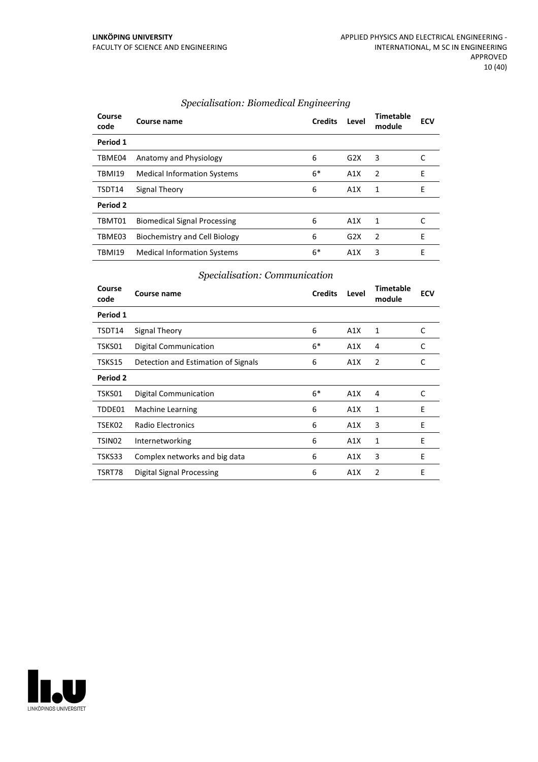### *Specialisation: Biomedical Engineering*

| Course code | Course name | Credits | Level | Timetable module | ECV |
|---|---|---|---|---|---|
| **Period 1** | | | | | |
| TBME04 | Anatomy and Physiology | 6 | G2X | 3 | C |
| TBMI19 | Medical Information Systems | 6* | A1X | 2 | E |
| TSDT14 | Signal Theory | 6 | A1X | 1 | E |
| **Period 2** | | | | | |
| TBMT01 | Biomedical Signal Processing | 6 | A1X | 1 | C |
| TBME03 | Biochemistry and Cell Biology | 6 | G2X | 2 | E |
| TBMI19 | Medical Information Systems | 6* | A1X | 3 | E |

### *Specialisation: Communication*

| Course code | Course name | Credits | Level | Timetable module | ECV |
|---|---|---|---|---|---|
| **Period 1** | | | | | |
| TSDT14 | Signal Theory | 6 | A1X | 1 | C |
| TSKS01 | Digital Communication | 6* | A1X | 4 | C |
| TSKS15 | Detection and Estimation of Signals | 6 | A1X | 2 | C |
| **Period 2** | | | | | |
| TSKS01 | Digital Communication | 6* | A1X | 4 | C |
| TDDE01 | Machine Learning | 6 | A1X | 1 | E |
| TSEK02 | Radio Electronics | 6 | A1X | 3 | E |
| TSIN02 | Internetworking | 6 | A1X | 1 | E |
| TSKS33 | Complex networks and big data | 6 | A1X | 3 | E |
| TSRT78 | Digital Signal Processing | 6 | A1X | 2 | E |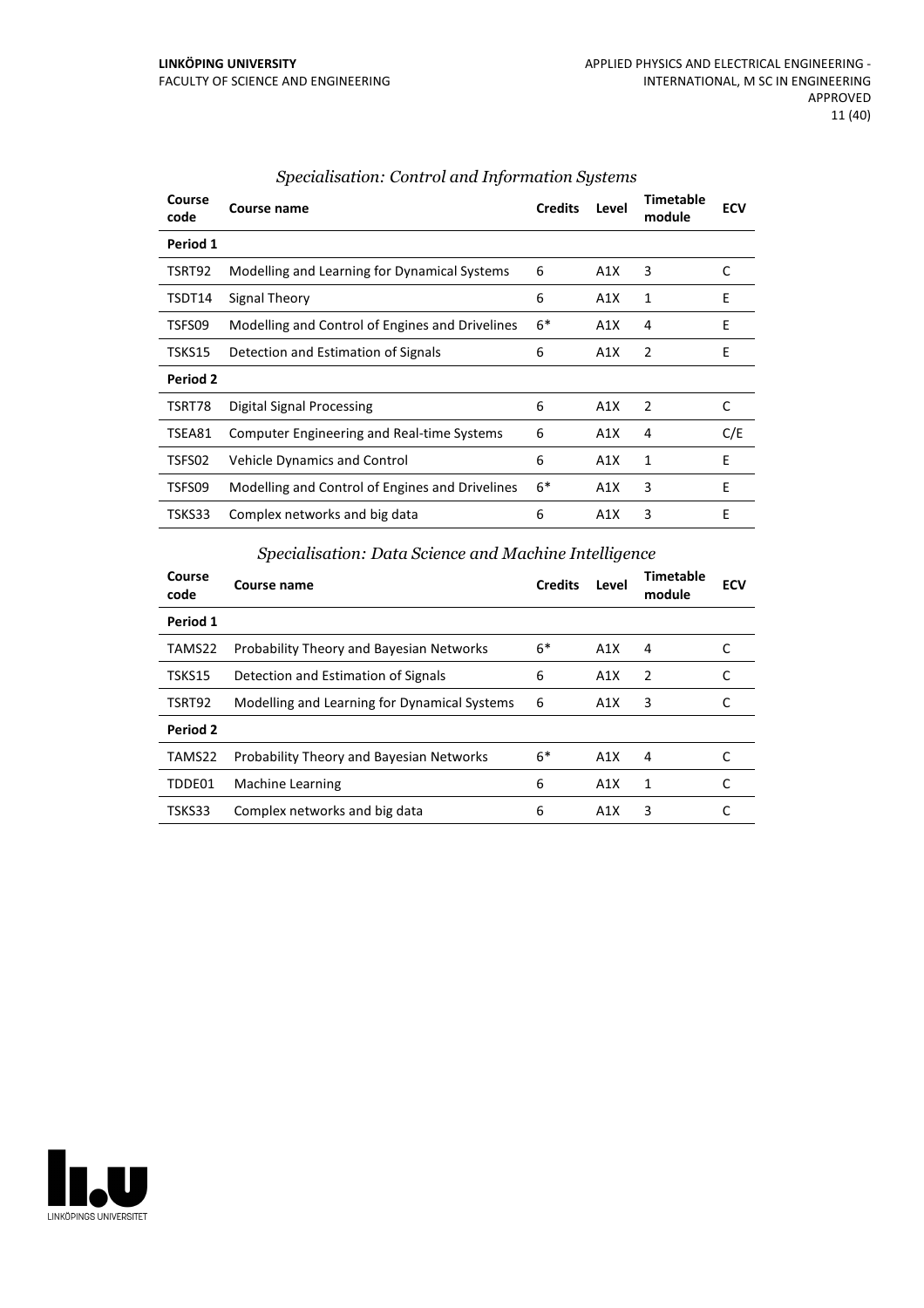### *Specialisation: Control and Information Systems*

| Course code | Course name | Credits | Level | Timetable module | ECV |
|---|---|---|---|---|---|
| **Period 1** | | | | | |
| TSRT92 | Modelling and Learning for Dynamical Systems | 6 | A1X | 3 | C |
| TSDT14 | Signal Theory | 6 | A1X | 1 | E |
| TSFS09 | Modelling and Control of Engines and Drivelines | 6* | A1X | 4 | E |
| TSKS15 | Detection and Estimation of Signals | 6 | A1X | 2 | E |
| **Period 2** | | | | | |
| TSRT78 | Digital Signal Processing | 6 | A1X | 2 | C |
| TSEA81 | Computer Engineering and Real-time Systems | 6 | A1X | 4 | C/E |
| TSFS02 | Vehicle Dynamics and Control | 6 | A1X | 1 | E |
| TSFS09 | Modelling and Control of Engines and Drivelines | 6* | A1X | 3 | E |
| TSKS33 | Complex networks and big data | 6 | A1X | 3 | E |

### *Specialisation: Data Science and Machine Intelligence*

| Course code | Course name | Credits | Level | Timetable module | ECV |
|---|---|---|---|---|---|
| **Period 1** | | | | | |
| TAMS22 | Probability Theory and Bayesian Networks | 6* | A1X | 4 | C |
| TSKS15 | Detection and Estimation of Signals | 6 | A1X | 2 | C |
| TSRT92 | Modelling and Learning for Dynamical Systems | 6 | A1X | 3 | C |
| **Period 2** | | | | | |
| TAMS22 | Probability Theory and Bayesian Networks | 6* | A1X | 4 | C |
| TDDE01 | Machine Learning | 6 | A1X | 1 | C |
| TSKS33 | Complex networks and big data | 6 | A1X | 3 | C |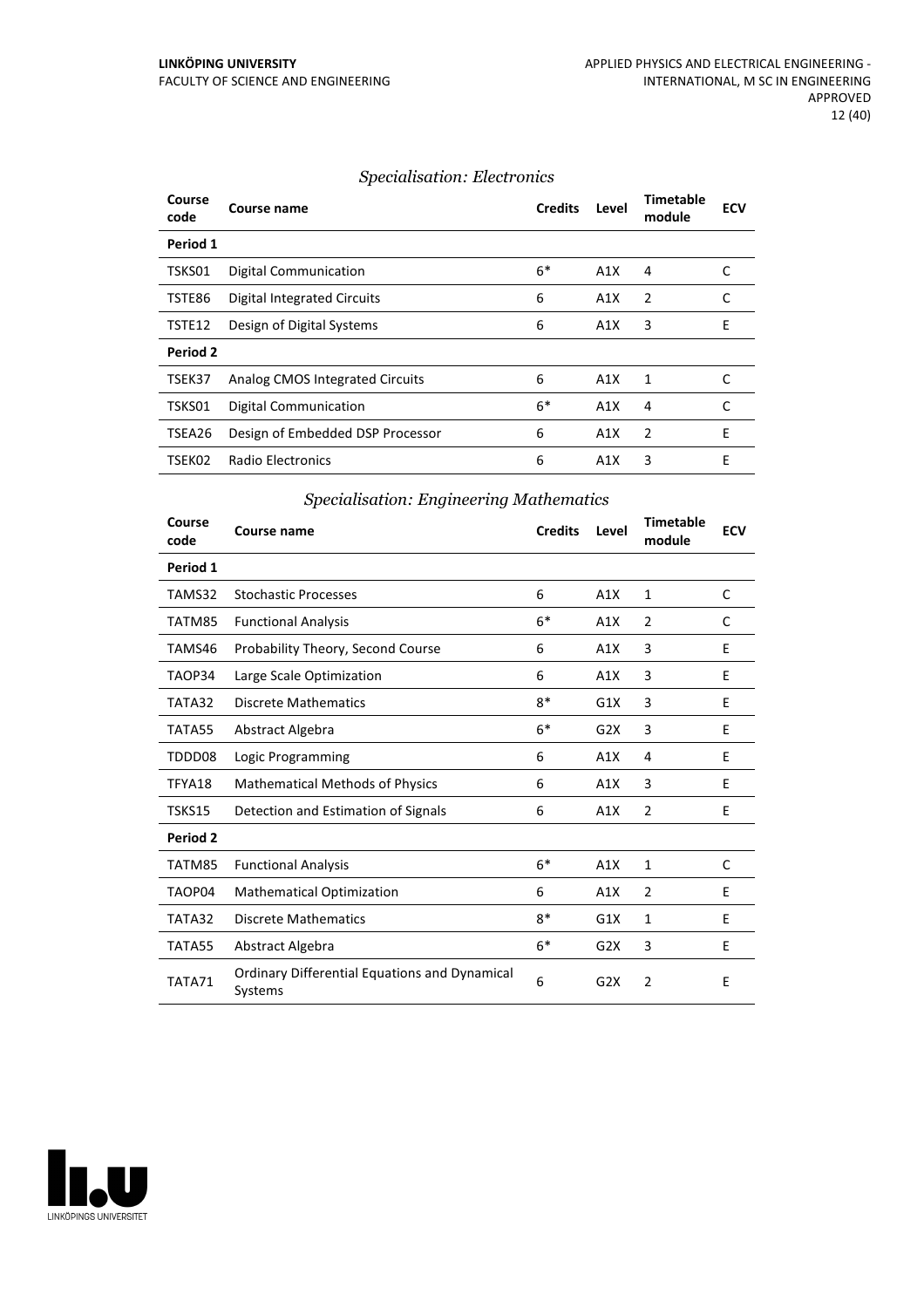### *Specialisation: Electronics*

| Course code | Course name | Credits | Level | Timetable module | ECV |
|---|---|---|---|---|---|
| **Period 1** | | | | | |
| TSKS01 | Digital Communication | 6* | A1X | 4 | C |
| TSTE86 | Digital Integrated Circuits | 6 | A1X | 2 | C |
| TSTE12 | Design of Digital Systems | 6 | A1X | 3 | E |
| **Period 2** | | | | | |
| TSEK37 | Analog CMOS Integrated Circuits | 6 | A1X | 1 | C |
| TSKS01 | Digital Communication | 6* | A1X | 4 | C |
| TSEA26 | Design of Embedded DSP Processor | 6 | A1X | 2 | E |
| TSEK02 | Radio Electronics | 6 | A1X | 3 | E |

### *Specialisation: Engineering Mathematics*

| Course code | Course name | Credits | Level | Timetable module | ECV |
|---|---|---|---|---|---|
| **Period 1** | | | | | |
| TAMS32 | Stochastic Processes | 6 | A1X | 1 | C |
| TATM85 | Functional Analysis | 6* | A1X | 2 | C |
| TAMS46 | Probability Theory, Second Course | 6 | A1X | 3 | E |
| TAOP34 | Large Scale Optimization | 6 | A1X | 3 | E |
| TATA32 | Discrete Mathematics | 8* | G1X | 3 | E |
| TATA55 | Abstract Algebra | 6* | G2X | 3 | E |
| TDDD08 | Logic Programming | 6 | A1X | 4 | E |
| TFYA18 | Mathematical Methods of Physics | 6 | A1X | 3 | E |
| TSKS15 | Detection and Estimation of Signals | 6 | A1X | 2 | E |
| **Period 2** | | | | | |
| TATM85 | Functional Analysis | 6* | A1X | 1 | C |
| TAOP04 | Mathematical Optimization | 6 | A1X | 2 | E |
| TATA32 | Discrete Mathematics | 8* | G1X | 1 | E |
| TATA55 | Abstract Algebra | 6* | G2X | 3 | E |
| TATA71 | Ordinary Differential Equations and Dynamical Systems | 6 | G2X | 2 | E |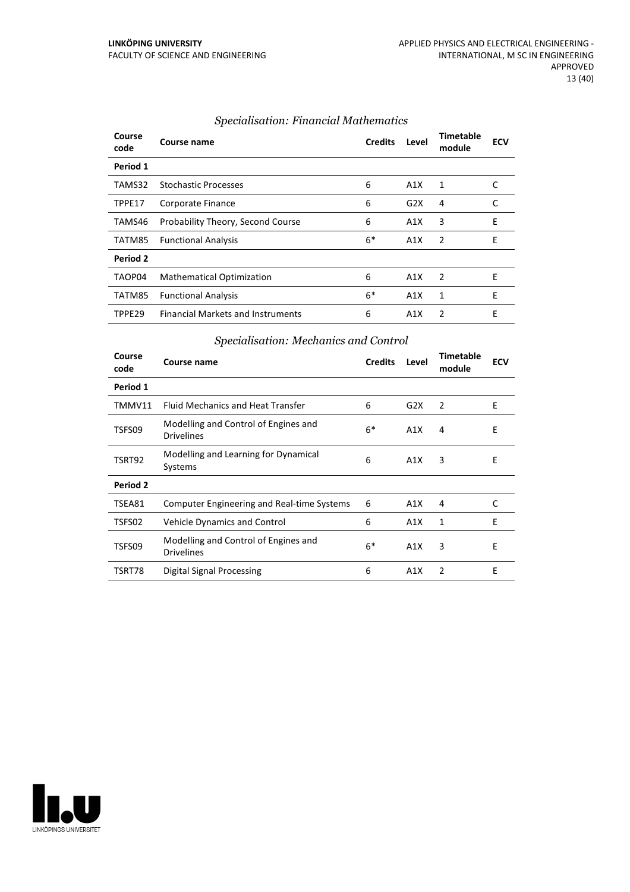### *Specialisation: Financial Mathematics*

| Course code | Course name | Credits | Level | Timetable module | ECV |
|---|---|---|---|---|---|
| **Period 1** | | | | | |
| TAMS32 | Stochastic Processes | 6 | A1X | 1 | C |
| TPPE17 | Corporate Finance | 6 | G2X | 4 | C |
| TAMS46 | Probability Theory, Second Course | 6 | A1X | 3 | E |
| TATM85 | Functional Analysis | 6* | A1X | 2 | E |
| **Period 2** | | | | | |
| TAOP04 | Mathematical Optimization | 6 | A1X | 2 | E |
| TATM85 | Functional Analysis | 6* | A1X | 1 | E |
| TPPE29 | Financial Markets and Instruments | 6 | A1X | 2 | E |

### *Specialisation: Mechanics and Control*

| Course code | Course name | Credits | Level | Timetable module | ECV |
|---|---|---|---|---|---|
| **Period 1** | | | | | |
| TMMV11 | Fluid Mechanics and Heat Transfer | 6 | G2X | 2 | E |
| TSFS09 | Modelling and Control of Engines and Drivelines | 6* | A1X | 4 | E |
| TSRT92 | Modelling and Learning for Dynamical Systems | 6 | A1X | 3 | E |
| **Period 2** | | | | | |
| TSEA81 | Computer Engineering and Real-time Systems | 6 | A1X | 4 | C |
| TSFS02 | Vehicle Dynamics and Control | 6 | A1X | 1 | E |
| TSFS09 | Modelling and Control of Engines and Drivelines | 6* | A1X | 3 | E |
| TSRT78 | Digital Signal Processing | 6 | A1X | 2 | E |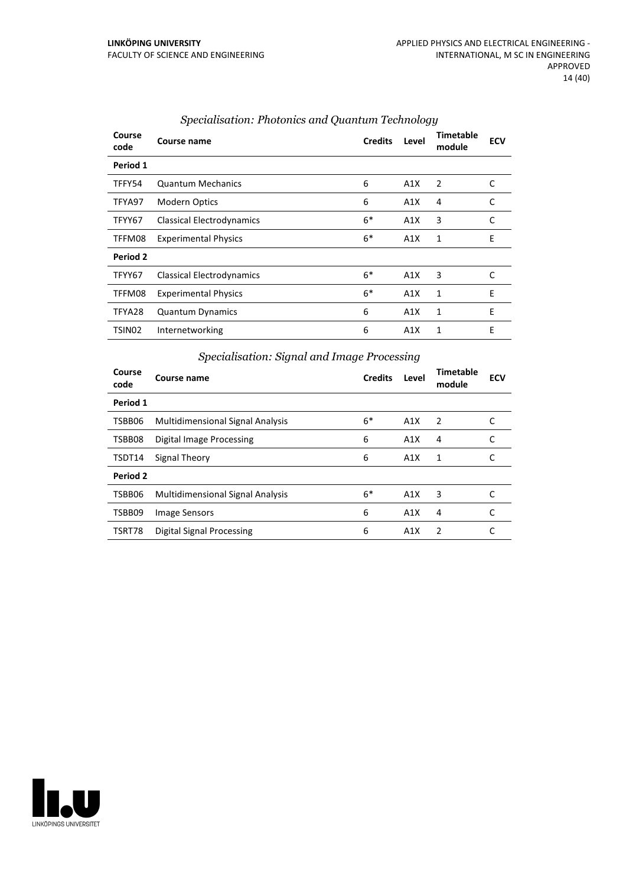### *Specialisation: Photonics and Quantum Technology*

| Course code | Course name | Credits | Level | Timetable module | ECV |
|---|---|---|---|---|---|
| **Period 1** | | | | | |
| TFFY54 | Quantum Mechanics | 6 | A1X | 2 | C |
| TFYA97 | Modern Optics | 6 | A1X | 4 | C |
| TFYY67 | Classical Electrodynamics | 6* | A1X | 3 | C |
| TFFM08 | Experimental Physics | 6* | A1X | 1 | E |
| **Period 2** | | | | | |
| TFYY67 | Classical Electrodynamics | 6* | A1X | 3 | C |
| TFFM08 | Experimental Physics | 6* | A1X | 1 | E |
| TFYA28 | Quantum Dynamics | 6 | A1X | 1 | E |
| TSIN02 | Internetworking | 6 | A1X | 1 | E |

### *Specialisation: Signal and Image Processing*

| Course code | Course name | Credits | Level | Timetable module | ECV |
|---|---|---|---|---|---|
| **Period 1** | | | | | |
| TSBB06 | Multidimensional Signal Analysis | 6* | A1X | 2 | C |
| TSBB08 | Digital Image Processing | 6 | A1X | 4 | C |
| TSDT14 | Signal Theory | 6 | A1X | 1 | C |
| **Period 2** | | | | | |
| TSBB06 | Multidimensional Signal Analysis | 6* | A1X | 3 | C |
| TSBB09 | Image Sensors | 6 | A1X | 4 | C |
| TSRT78 | Digital Signal Processing | 6 | A1X | 2 | C |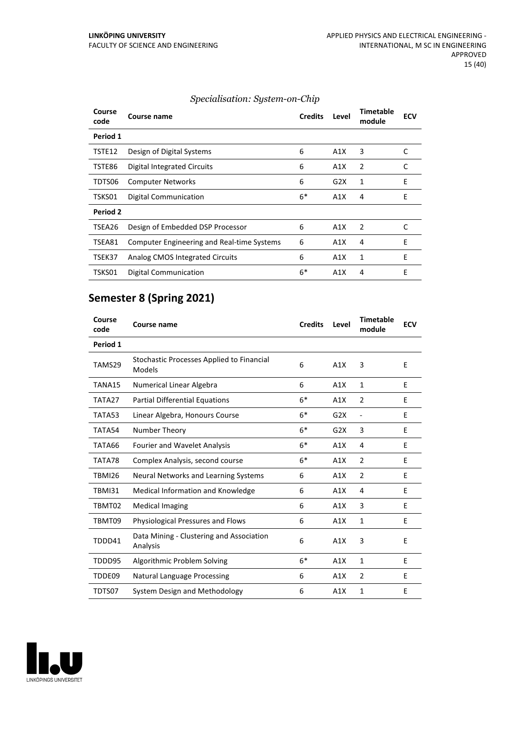*Specialisation: System-on-Chip*

| Course code | Course name | Credits | Level | Timetable module | ECV |
|---|---|---|---|---|---|
| **Period 1** | | | | | |
| TSTE12 | Design of Digital Systems | 6 | A1X | 3 | C |
| TSTE86 | Digital Integrated Circuits | 6 | A1X | 2 | C |
| TDTS06 | Computer Networks | 6 | G2X | 1 | E |
| TSKS01 | Digital Communication | 6* | A1X | 4 | E |
| **Period 2** | | | | | |
| TSEA26 | Design of Embedded DSP Processor | 6 | A1X | 2 | C |
| TSEA81 | Computer Engineering and Real-time Systems | 6 | A1X | 4 | E |
| TSEK37 | Analog CMOS Integrated Circuits | 6 | A1X | 1 | E |
| TSKS01 | Digital Communication | 6* | A1X | 4 | E |

## Semester 8 (Spring 2021)

| Course code | Course name | Credits | Level | Timetable module | ECV |
|---|---|---|---|---|---|
| **Period 1** | | | | | |
| TAMS29 | Stochastic Processes Applied to Financial Models | 6 | A1X | 3 | E |
| TANA15 | Numerical Linear Algebra | 6 | A1X | 1 | E |
| TATA27 | Partial Differential Equations | 6* | A1X | 2 | E |
| TATA53 | Linear Algebra, Honours Course | 6* | G2X | - | E |
| TATA54 | Number Theory | 6* | G2X | 3 | E |
| TATA66 | Fourier and Wavelet Analysis | 6* | A1X | 4 | E |
| TATA78 | Complex Analysis, second course | 6* | A1X | 2 | E |
| TBMI26 | Neural Networks and Learning Systems | 6 | A1X | 2 | E |
| TBMI31 | Medical Information and Knowledge | 6 | A1X | 4 | E |
| TBMT02 | Medical Imaging | 6 | A1X | 3 | E |
| TBMT09 | Physiological Pressures and Flows | 6 | A1X | 1 | E |
| TDDD41 | Data Mining - Clustering and Association Analysis | 6 | A1X | 3 | E |
| TDDD95 | Algorithmic Problem Solving | 6* | A1X | 1 | E |
| TDDE09 | Natural Language Processing | 6 | A1X | 2 | E |
| TDTS07 | System Design and Methodology | 6 | A1X | 1 | E |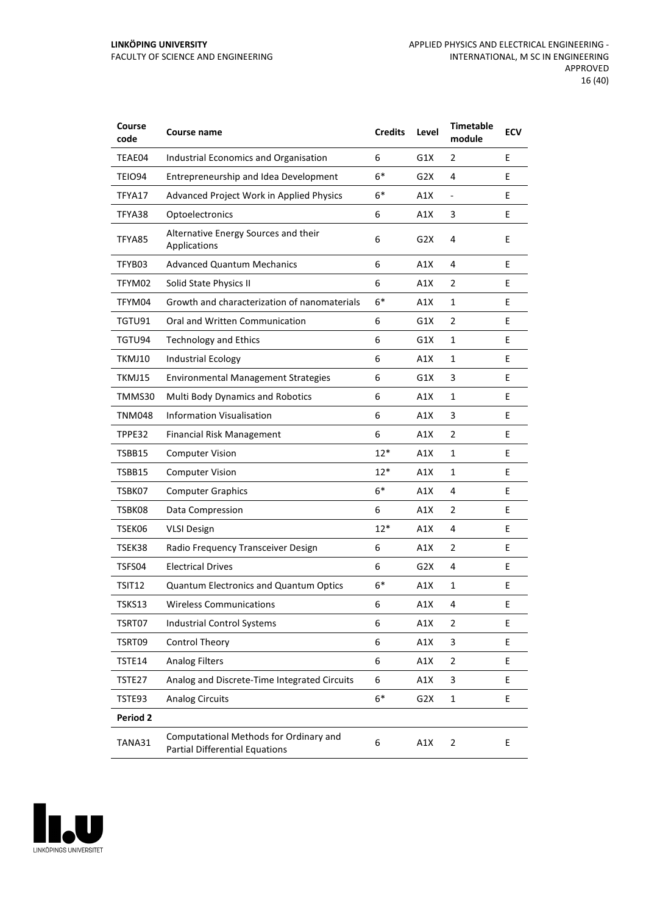| Course code | Course name | Credits | Level | Timetable module | ECV |
|---|---|---|---|---|---|
| TEAE04 | Industrial Economics and Organisation | 6 | G1X | 2 | E |
| TEIO94 | Entrepreneurship and Idea Development | 6* | G2X | 4 | E |
| TFYA17 | Advanced Project Work in Applied Physics | 6* | A1X | - | E |
| TFYA38 | Optoelectronics | 6 | A1X | 3 | E |
| TFYA85 | Alternative Energy Sources and their Applications | 6 | G2X | 4 | E |
| TFYB03 | Advanced Quantum Mechanics | 6 | A1X | 4 | E |
| TFYM02 | Solid State Physics II | 6 | A1X | 2 | E |
| TFYM04 | Growth and characterization of nanomaterials | 6* | A1X | 1 | E |
| TGTU91 | Oral and Written Communication | 6 | G1X | 2 | E |
| TGTU94 | Technology and Ethics | 6 | G1X | 1 | E |
| TKMJ10 | Industrial Ecology | 6 | A1X | 1 | E |
| TKMJ15 | Environmental Management Strategies | 6 | G1X | 3 | E |
| TMMS30 | Multi Body Dynamics and Robotics | 6 | A1X | 1 | E |
| TNM048 | Information Visualisation | 6 | A1X | 3 | E |
| TPPE32 | Financial Risk Management | 6 | A1X | 2 | E |
| TSBB15 | Computer Vision | 12* | A1X | 1 | E |
| TSBB15 | Computer Vision | 12* | A1X | 1 | E |
| TSBK07 | Computer Graphics | 6* | A1X | 4 | E |
| TSBK08 | Data Compression | 6 | A1X | 2 | E |
| TSEK06 | VLSI Design | 12* | A1X | 4 | E |
| TSEK38 | Radio Frequency Transceiver Design | 6 | A1X | 2 | E |
| TSFS04 | Electrical Drives | 6 | G2X | 4 | E |
| TSIT12 | Quantum Electronics and Quantum Optics | 6* | A1X | 1 | E |
| TSKS13 | Wireless Communications | 6 | A1X | 4 | E |
| TSRT07 | Industrial Control Systems | 6 | A1X | 2 | E |
| TSRT09 | Control Theory | 6 | A1X | 3 | E |
| TSTE14 | Analog Filters | 6 | A1X | 2 | E |
| TSTE27 | Analog and Discrete-Time Integrated Circuits | 6 | A1X | 3 | E |
| TSTE93 | Analog Circuits | 6* | G2X | 1 | E |
| **Period 2** | | | | | |
| TANA31 | Computational Methods for Ordinary and Partial Differential Equations | 6 | A1X | 2 | E |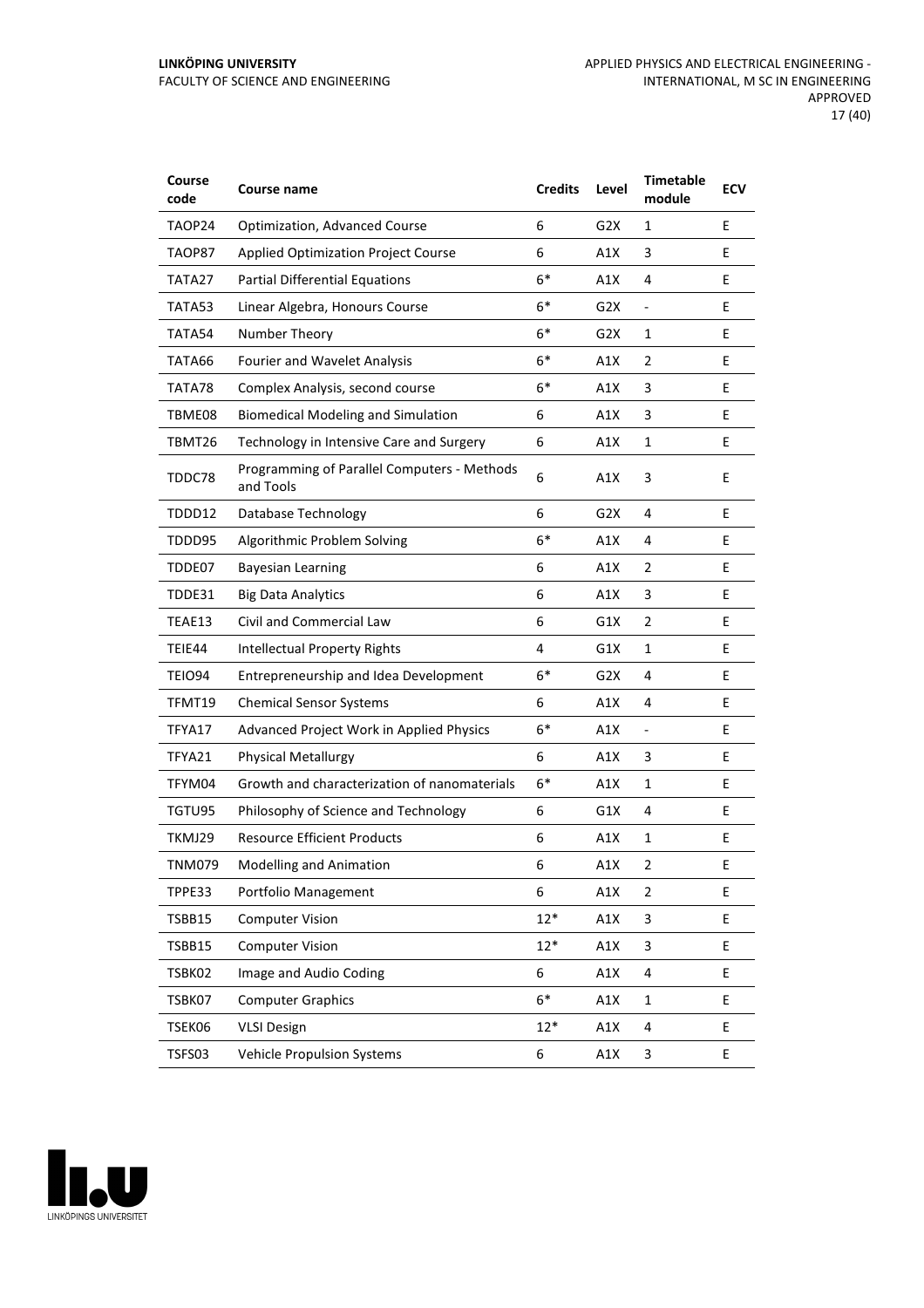| Course code | Course name | Credits | Level | Timetable module | ECV |
|---|---|---|---|---|---|
| TAOP24 | Optimization, Advanced Course | 6 | G2X | 1 | E |
| TAOP87 | Applied Optimization Project Course | 6 | A1X | 3 | E |
| TATA27 | Partial Differential Equations | 6* | A1X | 4 | E |
| TATA53 | Linear Algebra, Honours Course | 6* | G2X | - | E |
| TATA54 | Number Theory | 6* | G2X | 1 | E |
| TATA66 | Fourier and Wavelet Analysis | 6* | A1X | 2 | E |
| TATA78 | Complex Analysis, second course | 6* | A1X | 3 | E |
| TBME08 | Biomedical Modeling and Simulation | 6 | A1X | 3 | E |
| TBMT26 | Technology in Intensive Care and Surgery | 6 | A1X | 1 | E |
| TDDC78 | Programming of Parallel Computers - Methods and Tools | 6 | A1X | 3 | E |
| TDDD12 | Database Technology | 6 | G2X | 4 | E |
| TDDD95 | Algorithmic Problem Solving | 6* | A1X | 4 | E |
| TDDE07 | Bayesian Learning | 6 | A1X | 2 | E |
| TDDE31 | Big Data Analytics | 6 | A1X | 3 | E |
| TEAE13 | Civil and Commercial Law | 6 | G1X | 2 | E |
| TEIE44 | Intellectual Property Rights | 4 | G1X | 1 | E |
| TEIO94 | Entrepreneurship and Idea Development | 6* | G2X | 4 | E |
| TFMT19 | Chemical Sensor Systems | 6 | A1X | 4 | E |
| TFYA17 | Advanced Project Work in Applied Physics | 6* | A1X | - | E |
| TFYA21 | Physical Metallurgy | 6 | A1X | 3 | E |
| TFYM04 | Growth and characterization of nanomaterials | 6* | A1X | 1 | E |
| TGTU95 | Philosophy of Science and Technology | 6 | G1X | 4 | E |
| TKMJ29 | Resource Efficient Products | 6 | A1X | 1 | E |
| TNM079 | Modelling and Animation | 6 | A1X | 2 | E |
| TPPE33 | Portfolio Management | 6 | A1X | 2 | E |
| TSBB15 | Computer Vision | 12* | A1X | 3 | E |
| TSBB15 | Computer Vision | 12* | A1X | 3 | E |
| TSBK02 | Image and Audio Coding | 6 | A1X | 4 | E |
| TSBK07 | Computer Graphics | 6* | A1X | 1 | E |
| TSEK06 | VLSI Design | 12* | A1X | 4 | E |
| TSFS03 | Vehicle Propulsion Systems | 6 | A1X | 3 | E |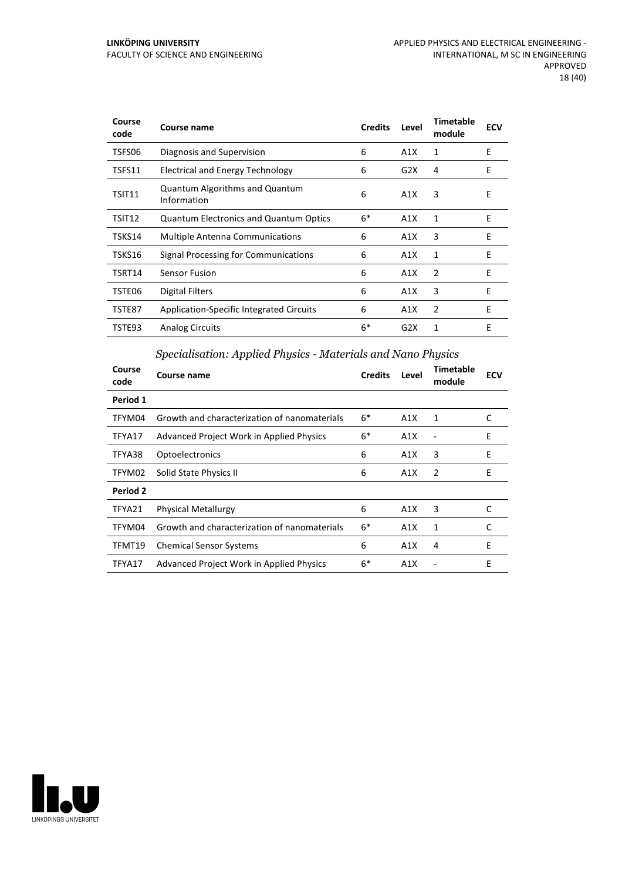| Course code | Course name | Credits | Level | Timetable module | ECV |
|---|---|---|---|---|---|
| TSFS06 | Diagnosis and Supervision | 6 | A1X | 1 | E |
| TSFS11 | Electrical and Energy Technology | 6 | G2X | 4 | E |
| TSIT11 | Quantum Algorithms and Quantum Information | 6 | A1X | 3 | E |
| TSIT12 | Quantum Electronics and Quantum Optics | 6* | A1X | 1 | E |
| TSKS14 | Multiple Antenna Communications | 6 | A1X | 3 | E |
| TSKS16 | Signal Processing for Communications | 6 | A1X | 1 | E |
| TSRT14 | Sensor Fusion | 6 | A1X | 2 | E |
| TSTE06 | Digital Filters | 6 | A1X | 3 | E |
| TSTE87 | Application-Specific Integrated Circuits | 6 | A1X | 2 | E |
| TSTE93 | Analog Circuits | 6* | G2X | 1 | E |

### *Specialisation: Applied Physics - Materials and Nano Physics*

| Course code | Course name | Credits | Level | Timetable module | ECV |
|---|---|---|---|---|---|
| **Period 1** | | | | | |
| TFYM04 | Growth and characterization of nanomaterials | 6* | A1X | 1 | C |
| TFYA17 | Advanced Project Work in Applied Physics | 6* | A1X | - | E |
| TFYA38 | Optoelectronics | 6 | A1X | 3 | E |
| TFYM02 | Solid State Physics II | 6 | A1X | 2 | E |
| **Period 2** | | | | | |
| TFYA21 | Physical Metallurgy | 6 | A1X | 3 | C |
| TFYM04 | Growth and characterization of nanomaterials | 6* | A1X | 1 | C |
| TFMT19 | Chemical Sensor Systems | 6 | A1X | 4 | E |
| TFYA17 | Advanced Project Work in Applied Physics | 6* | A1X | - | E |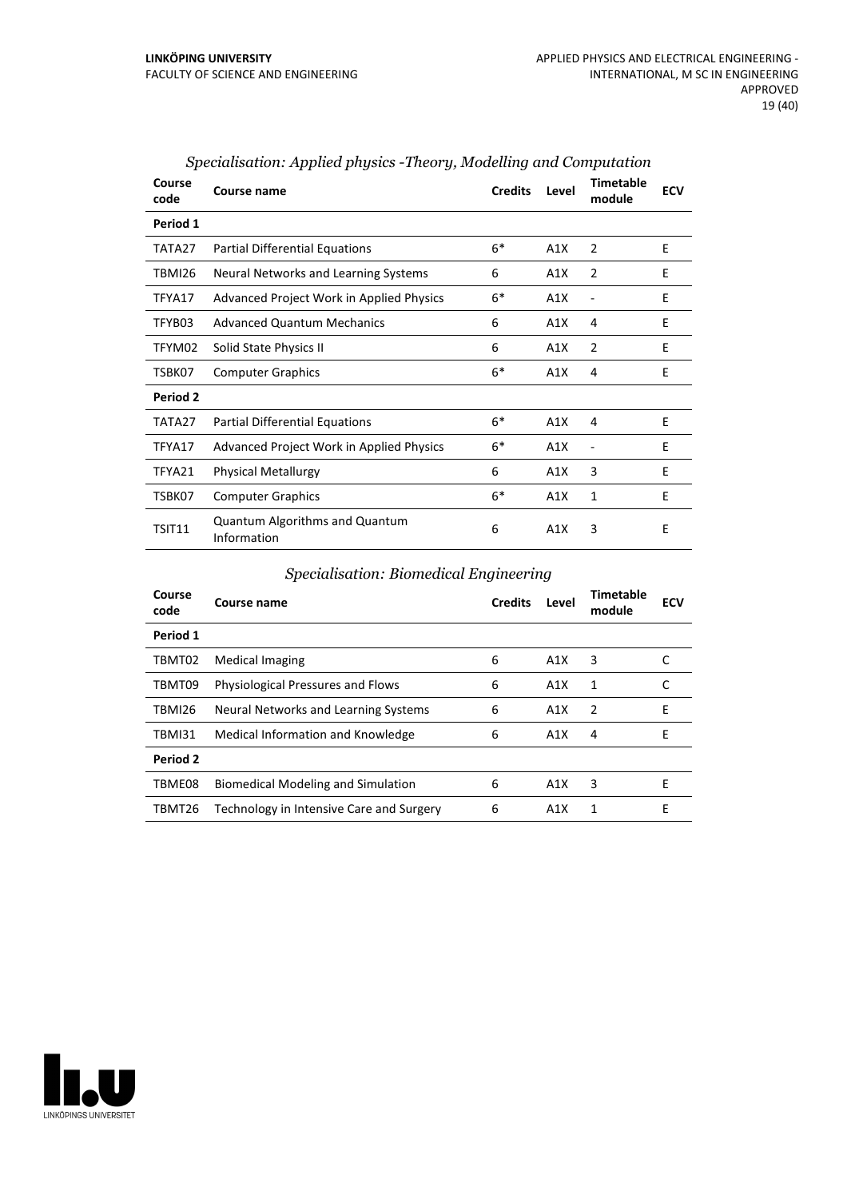*Specialisation: Applied physics -Theory, Modelling and Computation*

| Course code | Course name | Credits | Level | Timetable module | ECV |
|---|---|---|---|---|---|
| **Period 1** | | | | | |
| TATA27 | Partial Differential Equations | 6* | A1X | 2 | E |
| TBMI26 | Neural Networks and Learning Systems | 6 | A1X | 2 | E |
| TFYA17 | Advanced Project Work in Applied Physics | 6* | A1X | - | E |
| TFYB03 | Advanced Quantum Mechanics | 6 | A1X | 4 | E |
| TFYM02 | Solid State Physics II | 6 | A1X | 2 | E |
| TSBK07 | Computer Graphics | 6* | A1X | 4 | E |
| **Period 2** | | | | | |
| TATA27 | Partial Differential Equations | 6* | A1X | 4 | E |
| TFYA17 | Advanced Project Work in Applied Physics | 6* | A1X | - | E |
| TFYA21 | Physical Metallurgy | 6 | A1X | 3 | E |
| TSBK07 | Computer Graphics | 6* | A1X | 1 | E |
| TSIT11 | Quantum Algorithms and Quantum Information | 6 | A1X | 3 | E |

*Specialisation: Biomedical Engineering*

| Course code | Course name | Credits | Level | Timetable module | ECV |
|---|---|---|---|---|---|
| **Period 1** | | | | | |
| TBMT02 | Medical Imaging | 6 | A1X | 3 | C |
| TBMT09 | Physiological Pressures and Flows | 6 | A1X | 1 | C |
| TBMI26 | Neural Networks and Learning Systems | 6 | A1X | 2 | E |
| TBMI31 | Medical Information and Knowledge | 6 | A1X | 4 | E |
| **Period 2** | | | | | |
| TBME08 | Biomedical Modeling and Simulation | 6 | A1X | 3 | E |
| TBMT26 | Technology in Intensive Care and Surgery | 6 | A1X | 1 | E |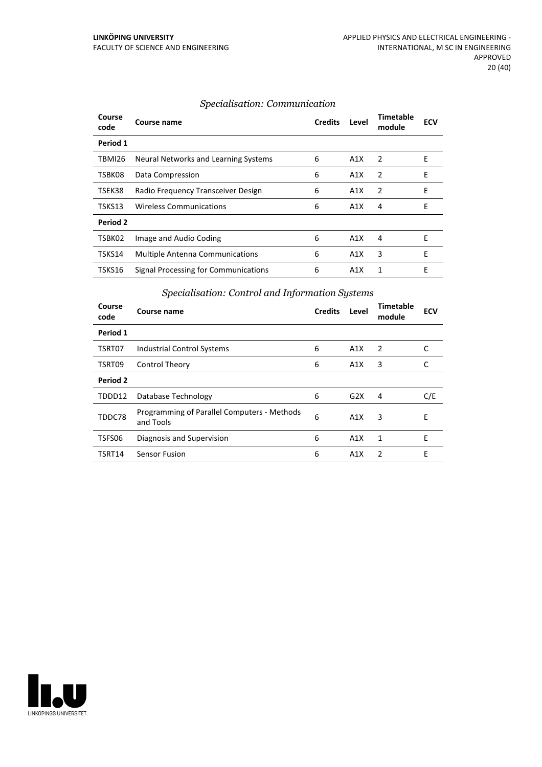### *Specialisation: Communication*

| Course code | Course name | Credits | Level | Timetable module | ECV |
|---|---|---|---|---|---|
| **Period 1** | | | | | |
| TBMI26 | Neural Networks and Learning Systems | 6 | A1X | 2 | E |
| TSBK08 | Data Compression | 6 | A1X | 2 | E |
| TSEK38 | Radio Frequency Transceiver Design | 6 | A1X | 2 | E |
| TSKS13 | Wireless Communications | 6 | A1X | 4 | E |
| **Period 2** | | | | | |
| TSBK02 | Image and Audio Coding | 6 | A1X | 4 | E |
| TSKS14 | Multiple Antenna Communications | 6 | A1X | 3 | E |
| TSKS16 | Signal Processing for Communications | 6 | A1X | 1 | E |

### *Specialisation: Control and Information Systems*

| Course code | Course name | Credits | Level | Timetable module | ECV |
|---|---|---|---|---|---|
| **Period 1** | | | | | |
| TSRT07 | Industrial Control Systems | 6 | A1X | 2 | C |
| TSRT09 | Control Theory | 6 | A1X | 3 | C |
| **Period 2** | | | | | |
| TDDD12 | Database Technology | 6 | G2X | 4 | C/E |
| TDDC78 | Programming of Parallel Computers - Methods and Tools | 6 | A1X | 3 | E |
| TSFS06 | Diagnosis and Supervision | 6 | A1X | 1 | E |
| TSRT14 | Sensor Fusion | 6 | A1X | 2 | E |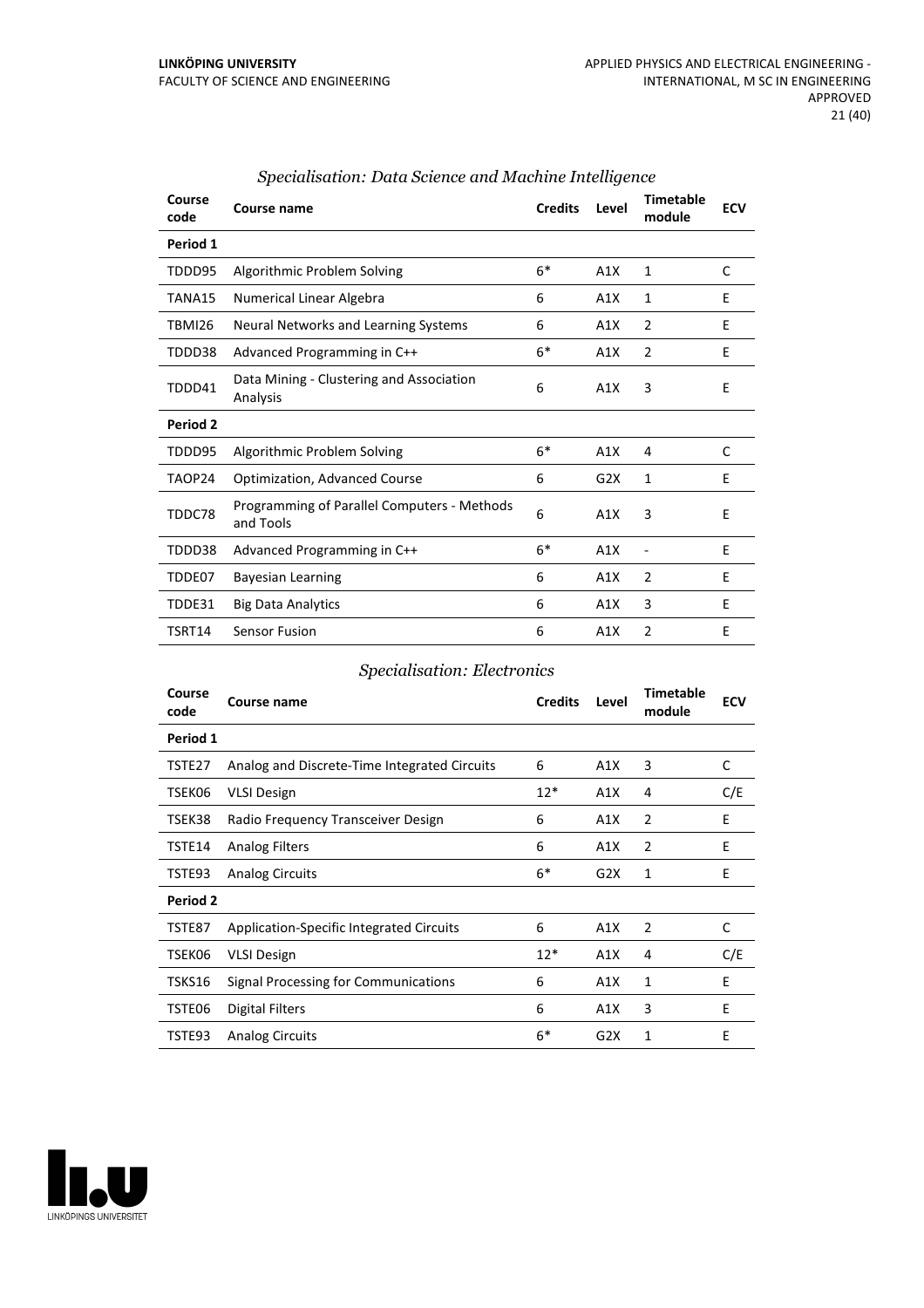### *Specialisation: Data Science and Machine Intelligence*

| Course code | Course name | Credits | Level | Timetable module | ECV |
|---|---|---|---|---|---|
| **Period 1** | | | | | |
| TDDD95 | Algorithmic Problem Solving | 6* | A1X | 1 | C |
| TANA15 | Numerical Linear Algebra | 6 | A1X | 1 | E |
| TBMI26 | Neural Networks and Learning Systems | 6 | A1X | 2 | E |
| TDDD38 | Advanced Programming in C++ | 6* | A1X | 2 | E |
| TDDD41 | Data Mining - Clustering and Association Analysis | 6 | A1X | 3 | E |
| **Period 2** | | | | | |
| TDDD95 | Algorithmic Problem Solving | 6* | A1X | 4 | C |
| TAOP24 | Optimization, Advanced Course | 6 | G2X | 1 | E |
| TDDC78 | Programming of Parallel Computers - Methods and Tools | 6 | A1X | 3 | E |
| TDDD38 | Advanced Programming in C++ | 6* | A1X | - | E |
| TDDE07 | Bayesian Learning | 6 | A1X | 2 | E |
| TDDE31 | Big Data Analytics | 6 | A1X | 3 | E |
| TSRT14 | Sensor Fusion | 6 | A1X | 2 | E |

### *Specialisation: Electronics*

| Course code | Course name | Credits | Level | Timetable module | ECV |
|---|---|---|---|---|---|
| **Period 1** | | | | | |
| TSTE27 | Analog and Discrete-Time Integrated Circuits | 6 | A1X | 3 | C |
| TSEK06 | VLSI Design | 12* | A1X | 4 | C/E |
| TSEK38 | Radio Frequency Transceiver Design | 6 | A1X | 2 | E |
| TSTE14 | Analog Filters | 6 | A1X | 2 | E |
| TSTE93 | Analog Circuits | 6* | G2X | 1 | E |
| **Period 2** | | | | | |
| TSTE87 | Application-Specific Integrated Circuits | 6 | A1X | 2 | C |
| TSEK06 | VLSI Design | 12* | A1X | 4 | C/E |
| TSKS16 | Signal Processing for Communications | 6 | A1X | 1 | E |
| TSTE06 | Digital Filters | 6 | A1X | 3 | E |
| TSTE93 | Analog Circuits | 6* | G2X | 1 | E |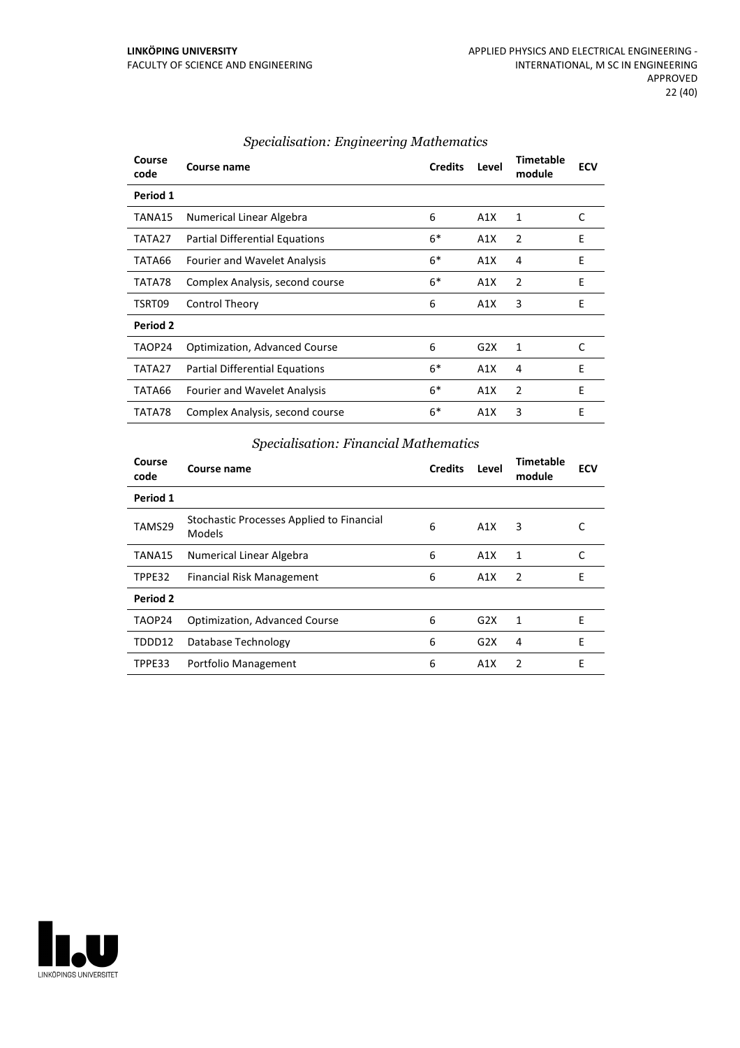### *Specialisation: Engineering Mathematics*

| Course code | Course name | Credits | Level | Timetable module | ECV |
|---|---|---|---|---|---|
| **Period 1** | | | | | |
| TANA15 | Numerical Linear Algebra | 6 | A1X | 1 | C |
| TATA27 | Partial Differential Equations | 6* | A1X | 2 | E |
| TATA66 | Fourier and Wavelet Analysis | 6* | A1X | 4 | E |
| TATA78 | Complex Analysis, second course | 6* | A1X | 2 | E |
| TSRT09 | Control Theory | 6 | A1X | 3 | E |
| **Period 2** | | | | | |
| TAOP24 | Optimization, Advanced Course | 6 | G2X | 1 | C |
| TATA27 | Partial Differential Equations | 6* | A1X | 4 | E |
| TATA66 | Fourier and Wavelet Analysis | 6* | A1X | 2 | E |
| TATA78 | Complex Analysis, second course | 6* | A1X | 3 | E |

### *Specialisation: Financial Mathematics*

| Course code | Course name | Credits | Level | Timetable module | ECV |
|---|---|---|---|---|---|
| **Period 1** | | | | | |
| TAMS29 | Stochastic Processes Applied to Financial Models | 6 | A1X | 3 | C |
| TANA15 | Numerical Linear Algebra | 6 | A1X | 1 | C |
| TPPE32 | Financial Risk Management | 6 | A1X | 2 | E |
| **Period 2** | | | | | |
| TAOP24 | Optimization, Advanced Course | 6 | G2X | 1 | E |
| TDDD12 | Database Technology | 6 | G2X | 4 | E |
| TPPE33 | Portfolio Management | 6 | A1X | 2 | E |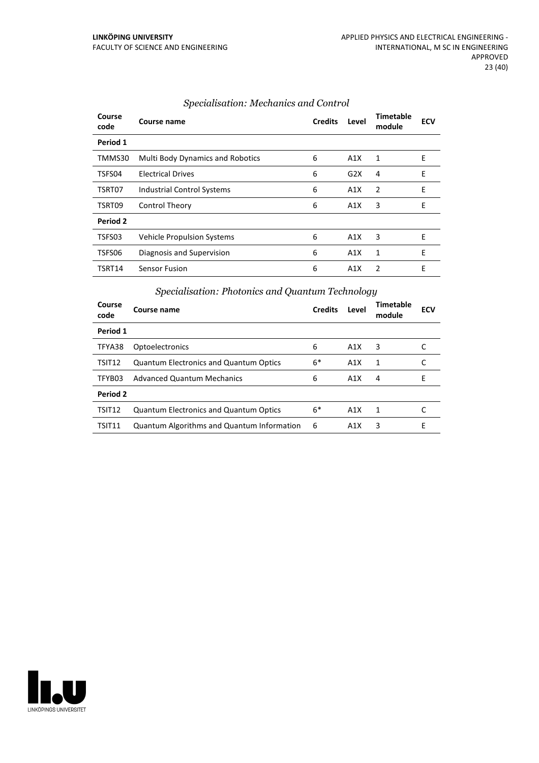### *Specialisation: Mechanics and Control*

| Course code | Course name | Credits | Level | Timetable module | ECV |
|---|---|---|---|---|---|
| **Period 1** | | | | | |
| TMMS30 | Multi Body Dynamics and Robotics | 6 | A1X | 1 | E |
| TSFS04 | Electrical Drives | 6 | G2X | 4 | E |
| TSRT07 | Industrial Control Systems | 6 | A1X | 2 | E |
| TSRT09 | Control Theory | 6 | A1X | 3 | E |
| **Period 2** | | | | | |
| TSFS03 | Vehicle Propulsion Systems | 6 | A1X | 3 | E |
| TSFS06 | Diagnosis and Supervision | 6 | A1X | 1 | E |
| TSRT14 | Sensor Fusion | 6 | A1X | 2 | E |

### *Specialisation: Photonics and Quantum Technology*

| Course code | Course name | Credits | Level | Timetable module | ECV |
|---|---|---|---|---|---|
| **Period 1** | | | | | |
| TFYA38 | Optoelectronics | 6 | A1X | 3 | C |
| TSIT12 | Quantum Electronics and Quantum Optics | 6* | A1X | 1 | C |
| TFYB03 | Advanced Quantum Mechanics | 6 | A1X | 4 | E |
| **Period 2** | | | | | |
| TSIT12 | Quantum Electronics and Quantum Optics | 6* | A1X | 1 | C |
| TSIT11 | Quantum Algorithms and Quantum Information | 6 | A1X | 3 | E |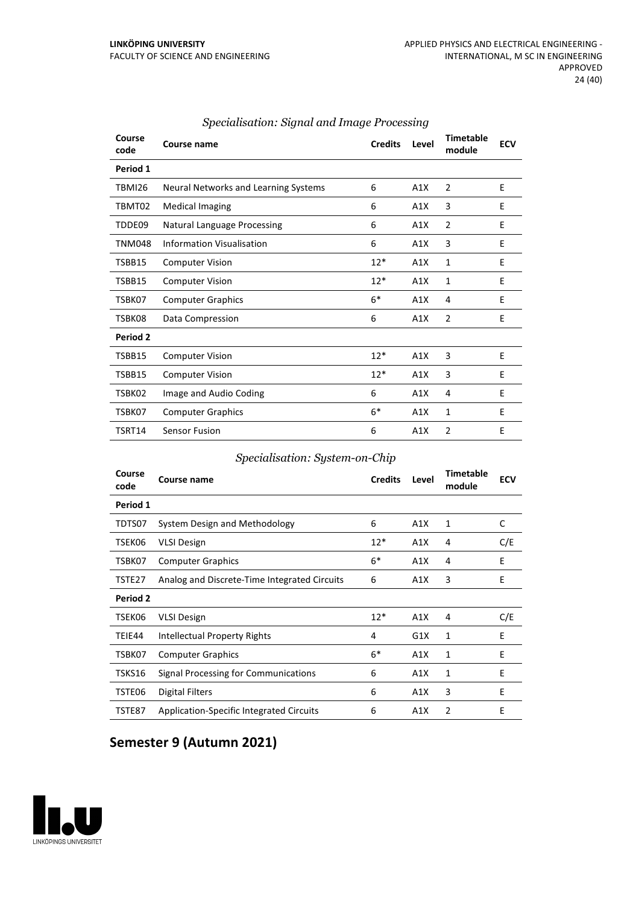### *Specialisation: Signal and Image Processing*

| Course code | Course name | Credits | Level | Timetable module | ECV |
|---|---|---|---|---|---|
| **Period 1** | | | | | |
| TBMI26 | Neural Networks and Learning Systems | 6 | A1X | 2 | E |
| TBMT02 | Medical Imaging | 6 | A1X | 3 | E |
| TDDE09 | Natural Language Processing | 6 | A1X | 2 | E |
| TNM048 | Information Visualisation | 6 | A1X | 3 | E |
| TSBB15 | Computer Vision | 12* | A1X | 1 | E |
| TSBB15 | Computer Vision | 12* | A1X | 1 | E |
| TSBK07 | Computer Graphics | 6* | A1X | 4 | E |
| TSBK08 | Data Compression | 6 | A1X | 2 | E |
| **Period 2** | | | | | |
| TSBB15 | Computer Vision | 12* | A1X | 3 | E |
| TSBB15 | Computer Vision | 12* | A1X | 3 | E |
| TSBK02 | Image and Audio Coding | 6 | A1X | 4 | E |
| TSBK07 | Computer Graphics | 6* | A1X | 1 | E |
| TSRT14 | Sensor Fusion | 6 | A1X | 2 | E |

### *Specialisation: System-on-Chip*

| Course code | Course name | Credits | Level | Timetable module | ECV |
|---|---|---|---|---|---|
| **Period 1** | | | | | |
| TDTS07 | System Design and Methodology | 6 | A1X | 1 | C |
| TSEK06 | VLSI Design | 12* | A1X | 4 | C/E |
| TSBK07 | Computer Graphics | 6* | A1X | 4 | E |
| TSTE27 | Analog and Discrete-Time Integrated Circuits | 6 | A1X | 3 | E |
| **Period 2** | | | | | |
| TSEK06 | VLSI Design | 12* | A1X | 4 | C/E |
| TEIE44 | Intellectual Property Rights | 4 | G1X | 1 | E |
| TSBK07 | Computer Graphics | 6* | A1X | 1 | E |
| TSKS16 | Signal Processing for Communications | 6 | A1X | 1 | E |
| TSTE06 | Digital Filters | 6 | A1X | 3 | E |
| TSTE87 | Application-Specific Integrated Circuits | 6 | A1X | 2 | E |

## Semester 9 (Autumn 2021)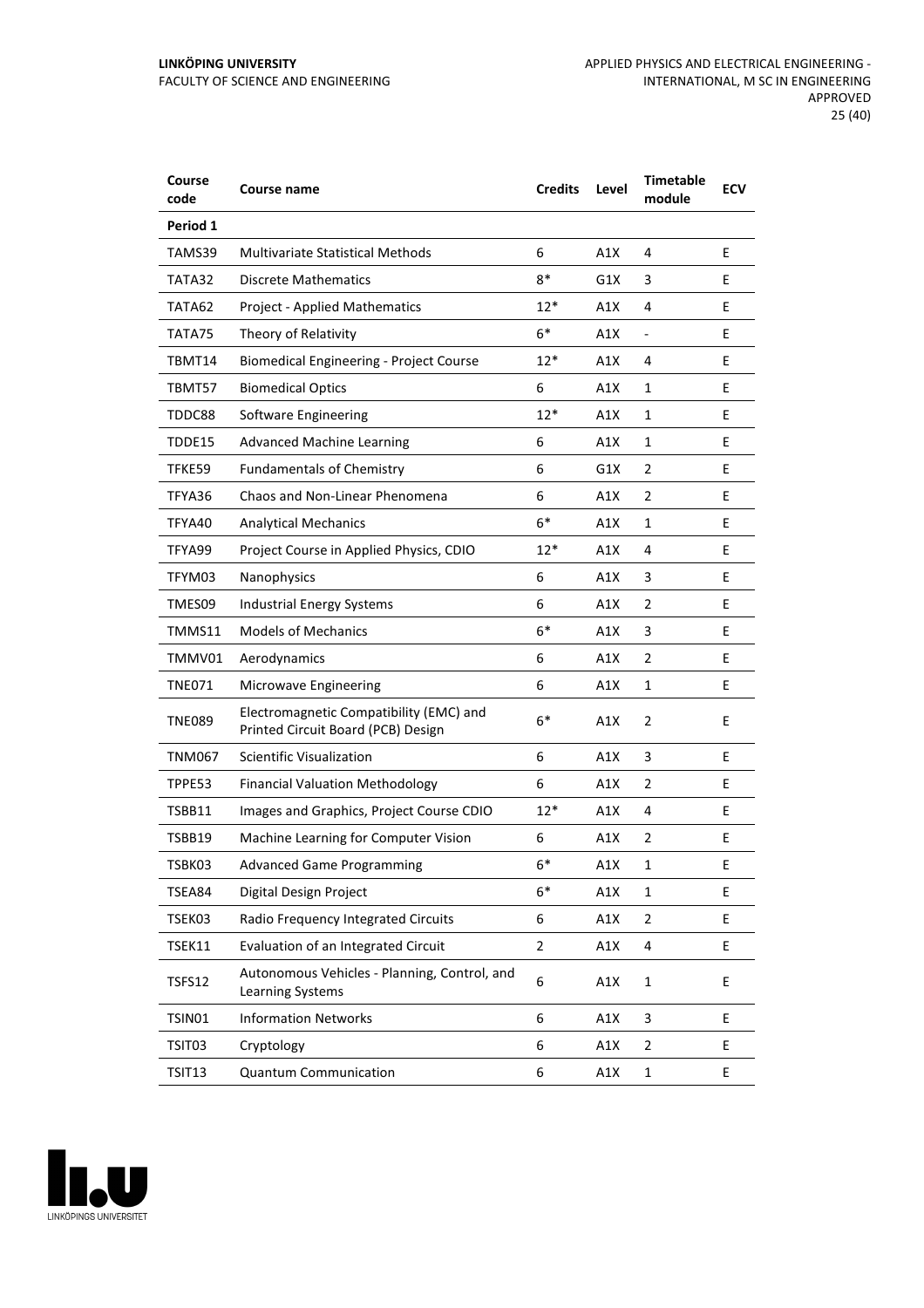| Course code | Course name | Credits | Level | Timetable module | ECV |
|---|---|---|---|---|---|
| **Period 1** | | | | | |
| TAMS39 | Multivariate Statistical Methods | 6 | A1X | 4 | E |
| TATA32 | Discrete Mathematics | 8* | G1X | 3 | E |
| TATA62 | Project - Applied Mathematics | 12* | A1X | 4 | E |
| TATA75 | Theory of Relativity | 6* | A1X | - | E |
| TBMT14 | Biomedical Engineering - Project Course | 12* | A1X | 4 | E |
| TBMT57 | Biomedical Optics | 6 | A1X | 1 | E |
| TDDC88 | Software Engineering | 12* | A1X | 1 | E |
| TDDE15 | Advanced Machine Learning | 6 | A1X | 1 | E |
| TFKE59 | Fundamentals of Chemistry | 6 | G1X | 2 | E |
| TFYA36 | Chaos and Non-Linear Phenomena | 6 | A1X | 2 | E |
| TFYA40 | Analytical Mechanics | 6* | A1X | 1 | E |
| TFYA99 | Project Course in Applied Physics, CDIO | 12* | A1X | 4 | E |
| TFYM03 | Nanophysics | 6 | A1X | 3 | E |
| TMES09 | Industrial Energy Systems | 6 | A1X | 2 | E |
| TMMS11 | Models of Mechanics | 6* | A1X | 3 | E |
| TMMV01 | Aerodynamics | 6 | A1X | 2 | E |
| TNE071 | Microwave Engineering | 6 | A1X | 1 | E |
| TNE089 | Electromagnetic Compatibility (EMC) and Printed Circuit Board (PCB) Design | 6* | A1X | 2 | E |
| TNM067 | Scientific Visualization | 6 | A1X | 3 | E |
| TPPE53 | Financial Valuation Methodology | 6 | A1X | 2 | E |
| TSBB11 | Images and Graphics, Project Course CDIO | 12* | A1X | 4 | E |
| TSBB19 | Machine Learning for Computer Vision | 6 | A1X | 2 | E |
| TSBK03 | Advanced Game Programming | 6* | A1X | 1 | E |
| TSEA84 | Digital Design Project | 6* | A1X | 1 | E |
| TSEK03 | Radio Frequency Integrated Circuits | 6 | A1X | 2 | E |
| TSEK11 | Evaluation of an Integrated Circuit | 2 | A1X | 4 | E |
| TSFS12 | Autonomous Vehicles - Planning, Control, and Learning Systems | 6 | A1X | 1 | E |
| TSIN01 | Information Networks | 6 | A1X | 3 | E |
| TSIT03 | Cryptology | 6 | A1X | 2 | E |
| TSIT13 | Quantum Communication | 6 | A1X | 1 | E |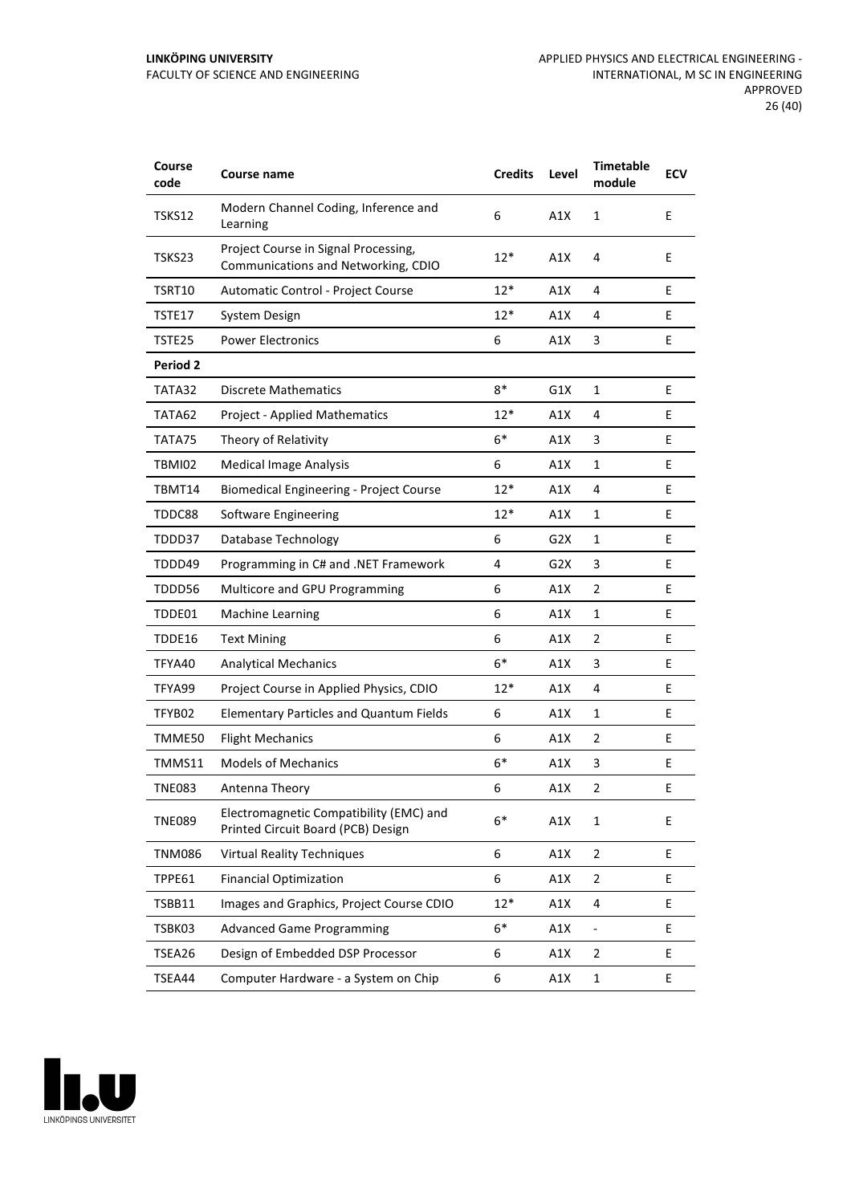| Course code | Course name | Credits | Level | Timetable module | ECV |
|---|---|---|---|---|---|
| TSKS12 | Modern Channel Coding, Inference and Learning | 6 | A1X | 1 | E |
| TSKS23 | Project Course in Signal Processing, Communications and Networking, CDIO | 12* | A1X | 4 | E |
| TSRT10 | Automatic Control - Project Course | 12* | A1X | 4 | E |
| TSTE17 | System Design | 12* | A1X | 4 | E |
| TSTE25 | Power Electronics | 6 | A1X | 3 | E |
| **Period 2** | | | | | |
| TATA32 | Discrete Mathematics | 8* | G1X | 1 | E |
| TATA62 | Project - Applied Mathematics | 12* | A1X | 4 | E |
| TATA75 | Theory of Relativity | 6* | A1X | 3 | E |
| TBMI02 | Medical Image Analysis | 6 | A1X | 1 | E |
| TBMT14 | Biomedical Engineering - Project Course | 12* | A1X | 4 | E |
| TDDC88 | Software Engineering | 12* | A1X | 1 | E |
| TDDD37 | Database Technology | 6 | G2X | 1 | E |
| TDDD49 | Programming in C# and .NET Framework | 4 | G2X | 3 | E |
| TDDD56 | Multicore and GPU Programming | 6 | A1X | 2 | E |
| TDDE01 | Machine Learning | 6 | A1X | 1 | E |
| TDDE16 | Text Mining | 6 | A1X | 2 | E |
| TFYA40 | Analytical Mechanics | 6* | A1X | 3 | E |
| TFYA99 | Project Course in Applied Physics, CDIO | 12* | A1X | 4 | E |
| TFYB02 | Elementary Particles and Quantum Fields | 6 | A1X | 1 | E |
| TMME50 | Flight Mechanics | 6 | A1X | 2 | E |
| TMMS11 | Models of Mechanics | 6* | A1X | 3 | E |
| TNE083 | Antenna Theory | 6 | A1X | 2 | E |
| TNE089 | Electromagnetic Compatibility (EMC) and Printed Circuit Board (PCB) Design | 6* | A1X | 1 | E |
| TNM086 | Virtual Reality Techniques | 6 | A1X | 2 | E |
| TPPE61 | Financial Optimization | 6 | A1X | 2 | E |
| TSBB11 | Images and Graphics, Project Course CDIO | 12* | A1X | 4 | E |
| TSBK03 | Advanced Game Programming | 6* | A1X | - | E |
| TSEA26 | Design of Embedded DSP Processor | 6 | A1X | 2 | E |
| TSEA44 | Computer Hardware - a System on Chip | 6 | A1X | 1 | E |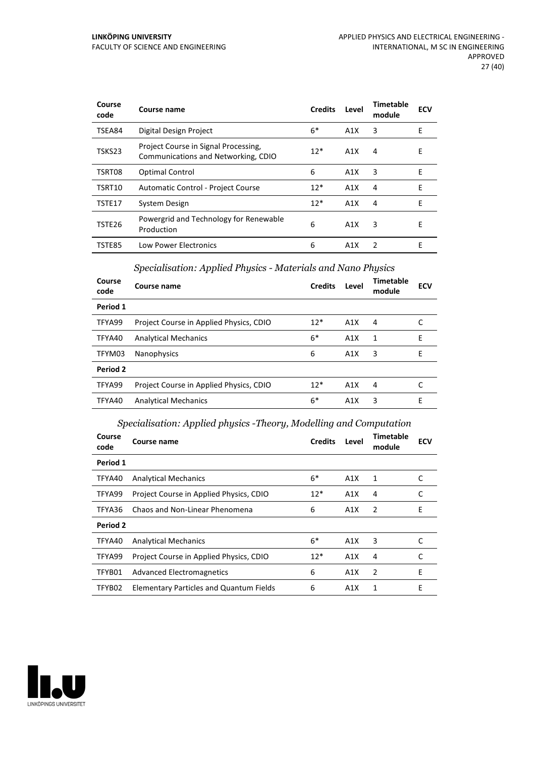| Course code | Course name | Credits | Level | Timetable module | ECV |
|---|---|---|---|---|---|
| TSEA84 | Digital Design Project | 6* | A1X | 3 | E |
| TSKS23 | Project Course in Signal Processing, Communications and Networking, CDIO | 12* | A1X | 4 | E |
| TSRT08 | Optimal Control | 6 | A1X | 3 | E |
| TSRT10 | Automatic Control - Project Course | 12* | A1X | 4 | E |
| TSTE17 | System Design | 12* | A1X | 4 | E |
| TSTE26 | Powergrid and Technology for Renewable Production | 6 | A1X | 3 | E |
| TSTE85 | Low Power Electronics | 6 | A1X | 2 | E |

### *Specialisation: Applied Physics - Materials and Nano Physics*

| Course code | Course name | Credits | Level | Timetable module | ECV |
|---|---|---|---|---|---|
| **Period 1** | | | | | |
| TFYA99 | Project Course in Applied Physics, CDIO | 12* | A1X | 4 | C |
| TFYA40 | Analytical Mechanics | 6* | A1X | 1 | E |
| TFYM03 | Nanophysics | 6 | A1X | 3 | E |
| **Period 2** | | | | | |
| TFYA99 | Project Course in Applied Physics, CDIO | 12* | A1X | 4 | C |
| TFYA40 | Analytical Mechanics | 6* | A1X | 3 | E |

### *Specialisation: Applied physics -Theory, Modelling and Computation*

| Course code | Course name | Credits | Level | Timetable module | ECV |
|---|---|---|---|---|---|
| **Period 1** | | | | | |
| TFYA40 | Analytical Mechanics | 6* | A1X | 1 | C |
| TFYA99 | Project Course in Applied Physics, CDIO | 12* | A1X | 4 | C |
| TFYA36 | Chaos and Non-Linear Phenomena | 6 | A1X | 2 | E |
| **Period 2** | | | | | |
| TFYA40 | Analytical Mechanics | 6* | A1X | 3 | C |
| TFYA99 | Project Course in Applied Physics, CDIO | 12* | A1X | 4 | C |
| TFYB01 | Advanced Electromagnetics | 6 | A1X | 2 | E |
| TFYB02 | Elementary Particles and Quantum Fields | 6 | A1X | 1 | E |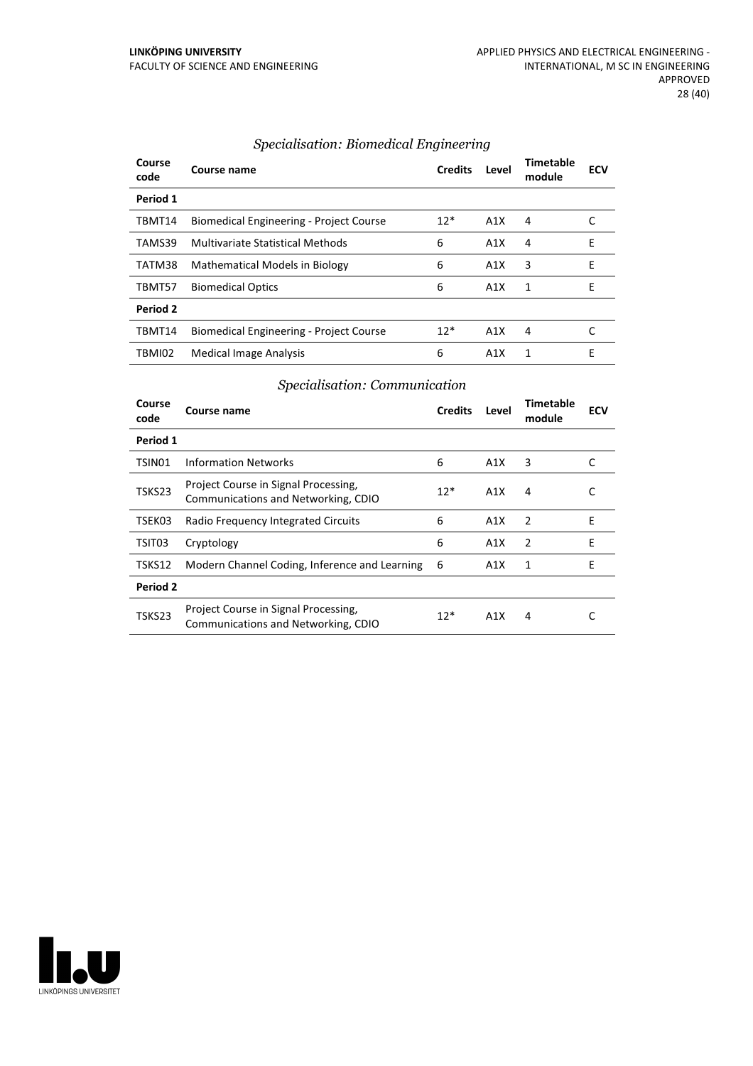### *Specialisation: Biomedical Engineering*

| Course code | Course name | Credits | Level | Timetable module | ECV |
|---|---|---|---|---|---|
| **Period 1** | | | | | |
| TBMT14 | Biomedical Engineering - Project Course | 12* | A1X | 4 | C |
| TAMS39 | Multivariate Statistical Methods | 6 | A1X | 4 | E |
| TATM38 | Mathematical Models in Biology | 6 | A1X | 3 | E |
| TBMT57 | Biomedical Optics | 6 | A1X | 1 | E |
| **Period 2** | | | | | |
| TBMT14 | Biomedical Engineering - Project Course | 12* | A1X | 4 | C |
| TBMI02 | Medical Image Analysis | 6 | A1X | 1 | E |

### *Specialisation: Communication*

| Course code | Course name | Credits | Level | Timetable module | ECV |
|---|---|---|---|---|---|
| **Period 1** | | | | | |
| TSIN01 | Information Networks | 6 | A1X | 3 | C |
| TSKS23 | Project Course in Signal Processing, Communications and Networking, CDIO | 12* | A1X | 4 | C |
| TSEK03 | Radio Frequency Integrated Circuits | 6 | A1X | 2 | E |
| TSIT03 | Cryptology | 6 | A1X | 2 | E |
| TSKS12 | Modern Channel Coding, Inference and Learning | 6 | A1X | 1 | E |
| **Period 2** | | | | | |
| TSKS23 | Project Course in Signal Processing, Communications and Networking, CDIO | 12* | A1X | 4 | C |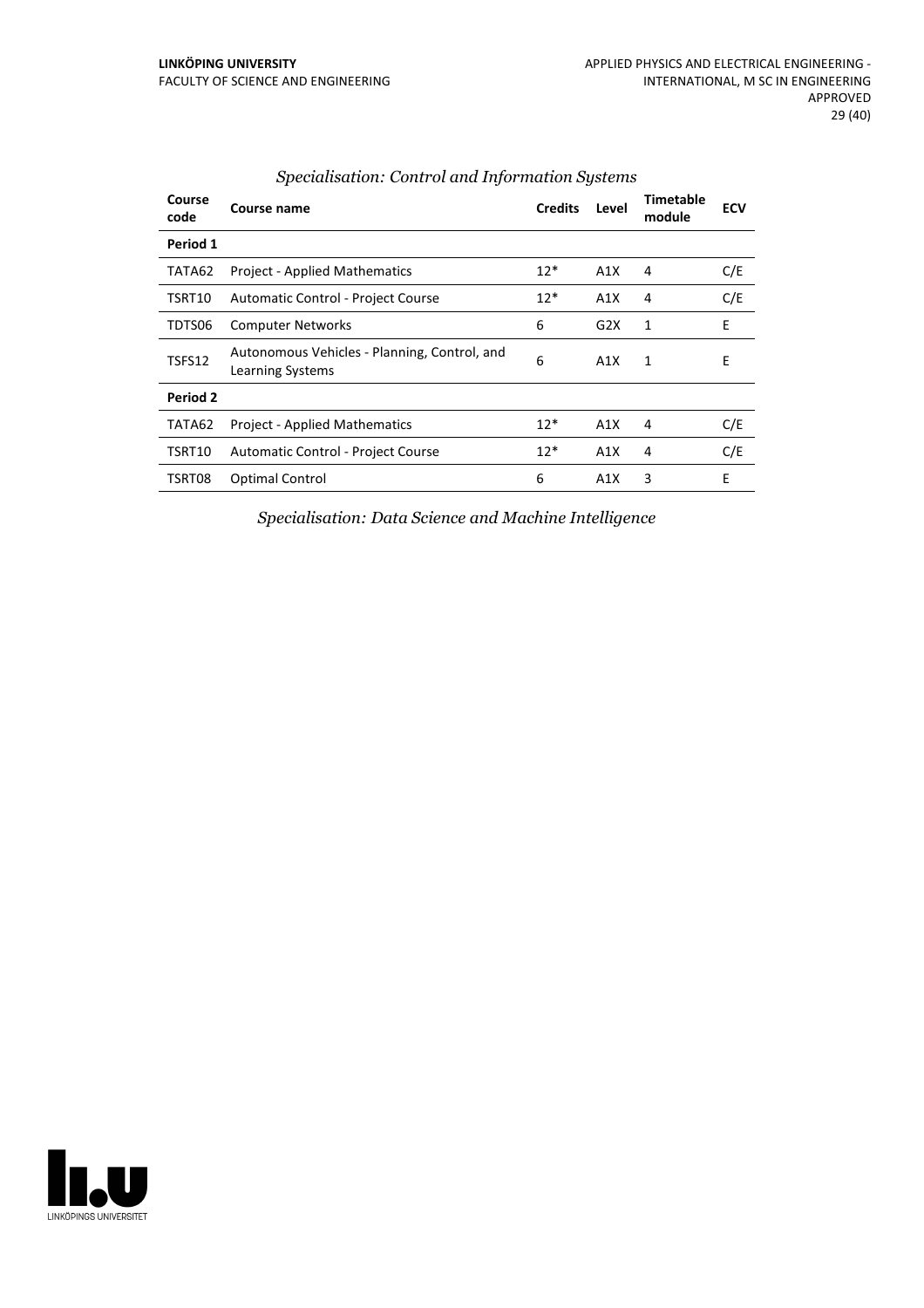*Specialisation: Control and Information Systems*

| Course code | Course name | Credits | Level | Timetable module | ECV |
|---|---|---|---|---|---|
| **Period 1** | | | | | |
| TATA62 | Project - Applied Mathematics | 12* | A1X | 4 | C/E |
| TSRT10 | Automatic Control - Project Course | 12* | A1X | 4 | C/E |
| TDTS06 | Computer Networks | 6 | G2X | 1 | E |
| TSFS12 | Autonomous Vehicles - Planning, Control, and Learning Systems | 6 | A1X | 1 | E |
| **Period 2** | | | | | |
| TATA62 | Project - Applied Mathematics | 12* | A1X | 4 | C/E |
| TSRT10 | Automatic Control - Project Course | 12* | A1X | 4 | C/E |
| TSRT08 | Optimal Control | 6 | A1X | 3 | E |

*Specialisation: Data Science and Machine Intelligence*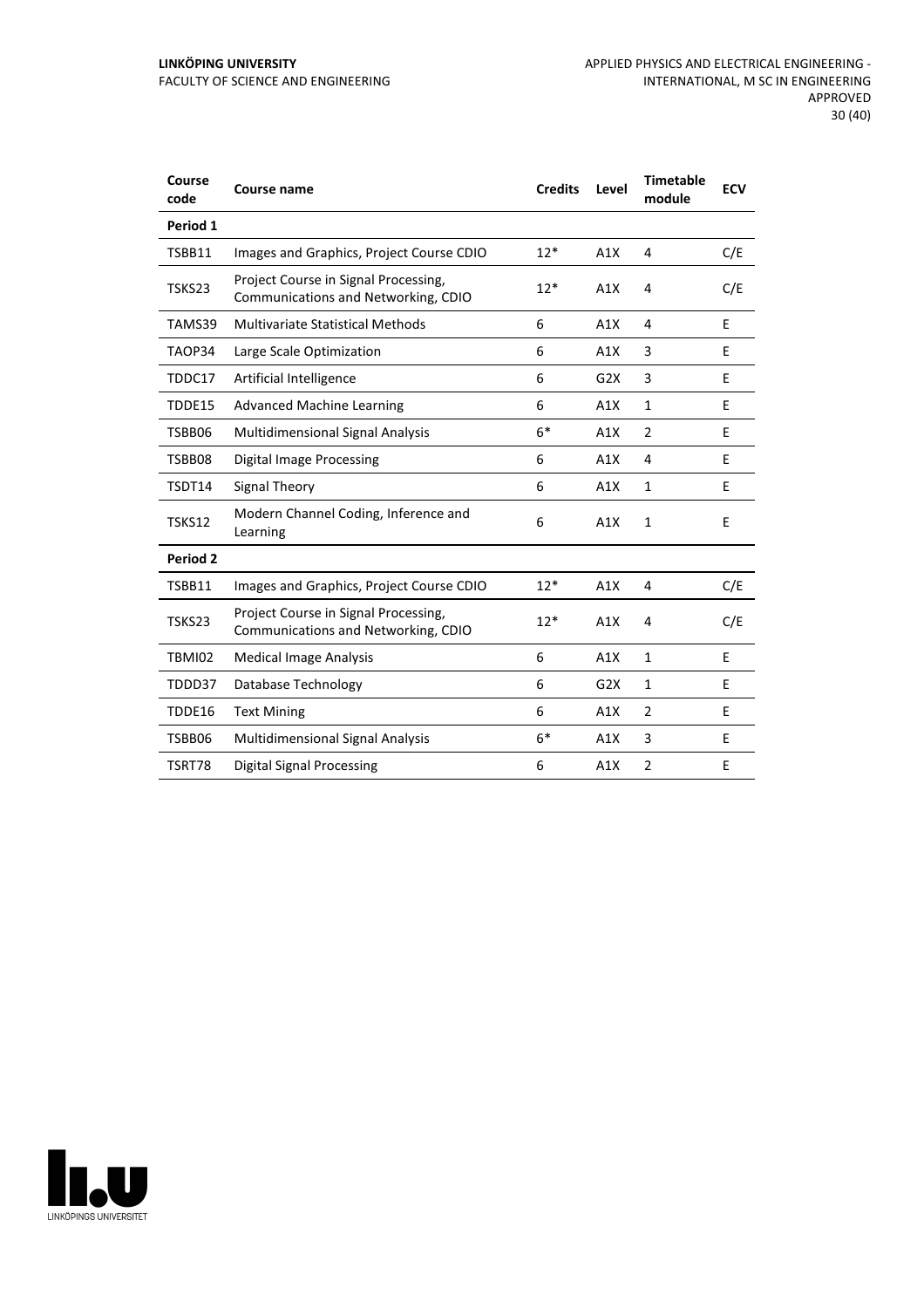| Course code | Course name | Credits | Level | Timetable module | ECV |
|---|---|---|---|---|---|
| **Period 1** | | | | | |
| TSBB11 | Images and Graphics, Project Course CDIO | 12* | A1X | 4 | C/E |
| TSKS23 | Project Course in Signal Processing, Communications and Networking, CDIO | 12* | A1X | 4 | C/E |
| TAMS39 | Multivariate Statistical Methods | 6 | A1X | 4 | E |
| TAOP34 | Large Scale Optimization | 6 | A1X | 3 | E |
| TDDC17 | Artificial Intelligence | 6 | G2X | 3 | E |
| TDDE15 | Advanced Machine Learning | 6 | A1X | 1 | E |
| TSBB06 | Multidimensional Signal Analysis | 6* | A1X | 2 | E |
| TSBB08 | Digital Image Processing | 6 | A1X | 4 | E |
| TSDT14 | Signal Theory | 6 | A1X | 1 | E |
| TSKS12 | Modern Channel Coding, Inference and Learning | 6 | A1X | 1 | E |
| **Period 2** | | | | | |
| TSBB11 | Images and Graphics, Project Course CDIO | 12* | A1X | 4 | C/E |
| TSKS23 | Project Course in Signal Processing, Communications and Networking, CDIO | 12* | A1X | 4 | C/E |
| TBMI02 | Medical Image Analysis | 6 | A1X | 1 | E |
| TDDD37 | Database Technology | 6 | G2X | 1 | E |
| TDDE16 | Text Mining | 6 | A1X | 2 | E |
| TSBB06 | Multidimensional Signal Analysis | 6* | A1X | 3 | E |
| TSRT78 | Digital Signal Processing | 6 | A1X | 2 | E |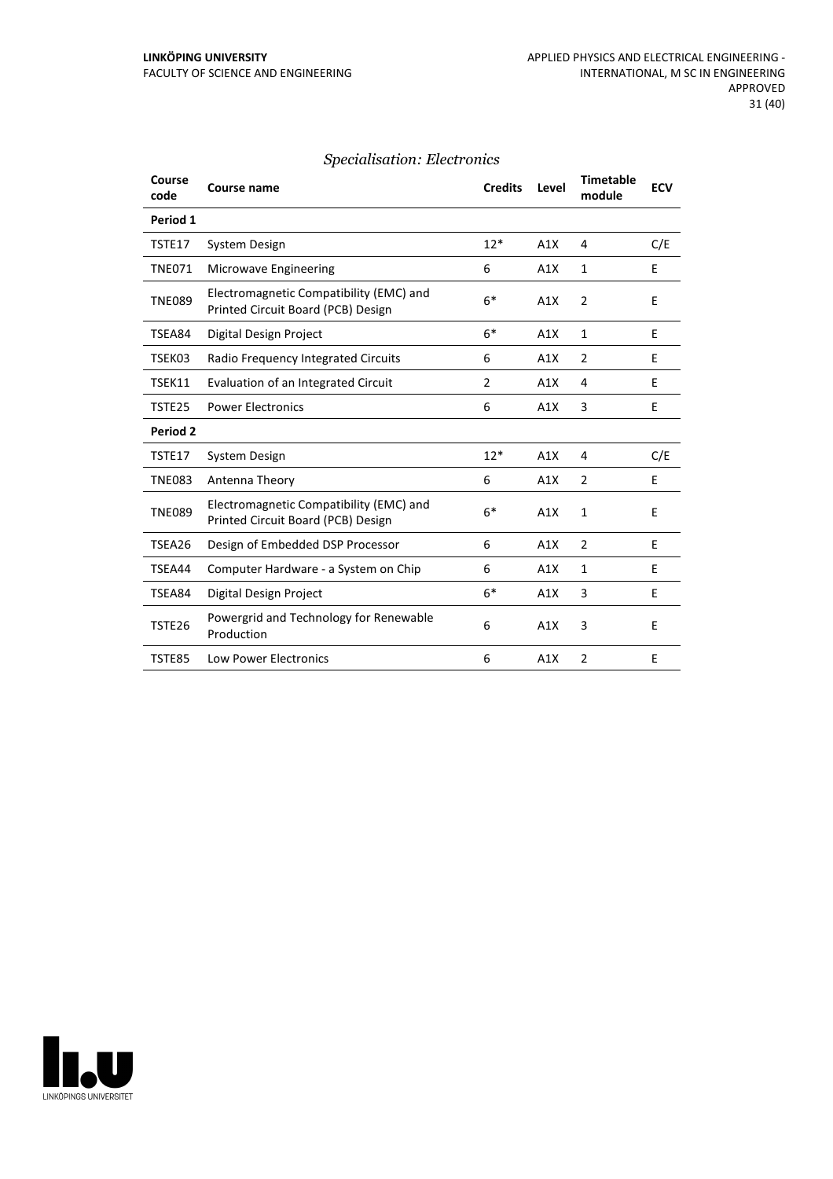### *Specialisation: Electronics*

| Course code | Course name | Credits | Level | Timetable module | ECV |
|---|---|---|---|---|---|
| **Period 1** | | | | | |
| TSTE17 | System Design | 12* | A1X | 4 | C/E |
| TNE071 | Microwave Engineering | 6 | A1X | 1 | E |
| TNE089 | Electromagnetic Compatibility (EMC) and Printed Circuit Board (PCB) Design | 6* | A1X | 2 | E |
| TSEA84 | Digital Design Project | 6* | A1X | 1 | E |
| TSEK03 | Radio Frequency Integrated Circuits | 6 | A1X | 2 | E |
| TSEK11 | Evaluation of an Integrated Circuit | 2 | A1X | 4 | E |
| TSTE25 | Power Electronics | 6 | A1X | 3 | E |
| **Period 2** | | | | | |
| TSTE17 | System Design | 12* | A1X | 4 | C/E |
| TNE083 | Antenna Theory | 6 | A1X | 2 | E |
| TNE089 | Electromagnetic Compatibility (EMC) and Printed Circuit Board (PCB) Design | 6* | A1X | 1 | E |
| TSEA26 | Design of Embedded DSP Processor | 6 | A1X | 2 | E |
| TSEA44 | Computer Hardware - a System on Chip | 6 | A1X | 1 | E |
| TSEA84 | Digital Design Project | 6* | A1X | 3 | E |
| TSTE26 | Powergrid and Technology for Renewable Production | 6 | A1X | 3 | E |
| TSTE85 | Low Power Electronics | 6 | A1X | 2 | E |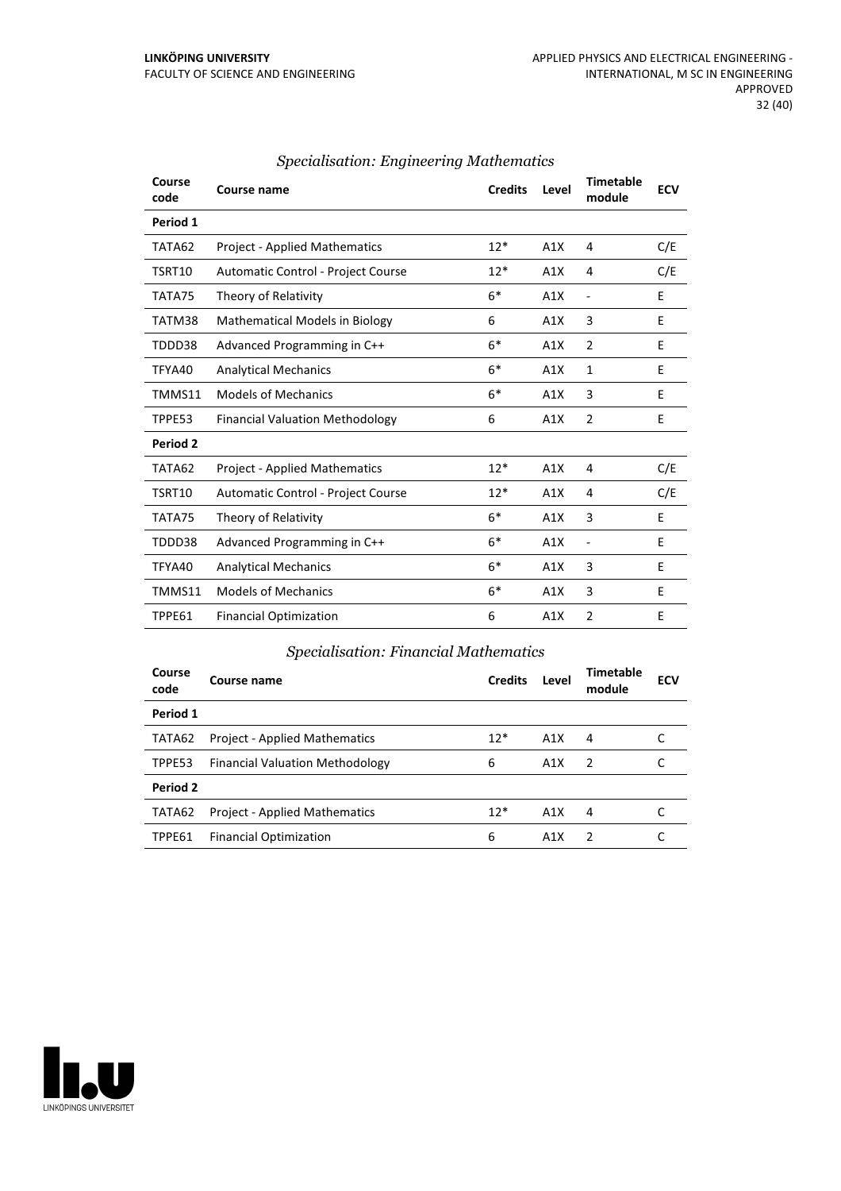### *Specialisation: Engineering Mathematics*

| Course code | Course name | Credits | Level | Timetable module | ECV |
|---|---|---|---|---|---|
| **Period 1** | | | | | |
| TATA62 | Project - Applied Mathematics | 12* | A1X | 4 | C/E |
| TSRT10 | Automatic Control - Project Course | 12* | A1X | 4 | C/E |
| TATA75 | Theory of Relativity | 6* | A1X | - | E |
| TATM38 | Mathematical Models in Biology | 6 | A1X | 3 | E |
| TDDD38 | Advanced Programming in C++ | 6* | A1X | 2 | E |
| TFYA40 | Analytical Mechanics | 6* | A1X | 1 | E |
| TMMS11 | Models of Mechanics | 6* | A1X | 3 | E |
| TPPE53 | Financial Valuation Methodology | 6 | A1X | 2 | E |
| **Period 2** | | | | | |
| TATA62 | Project - Applied Mathematics | 12* | A1X | 4 | C/E |
| TSRT10 | Automatic Control - Project Course | 12* | A1X | 4 | C/E |
| TATA75 | Theory of Relativity | 6* | A1X | 3 | E |
| TDDD38 | Advanced Programming in C++ | 6* | A1X | - | E |
| TFYA40 | Analytical Mechanics | 6* | A1X | 3 | E |
| TMMS11 | Models of Mechanics | 6* | A1X | 3 | E |
| TPPE61 | Financial Optimization | 6 | A1X | 2 | E |

### *Specialisation: Financial Mathematics*

| Course code | Course name | Credits | Level | Timetable module | ECV |
|---|---|---|---|---|---|
| **Period 1** | | | | | |
| TATA62 | Project - Applied Mathematics | 12* | A1X | 4 | C |
| TPPE53 | Financial Valuation Methodology | 6 | A1X | 2 | C |
| **Period 2** | | | | | |
| TATA62 | Project - Applied Mathematics | 12* | A1X | 4 | C |
| TPPE61 | Financial Optimization | 6 | A1X | 2 | C |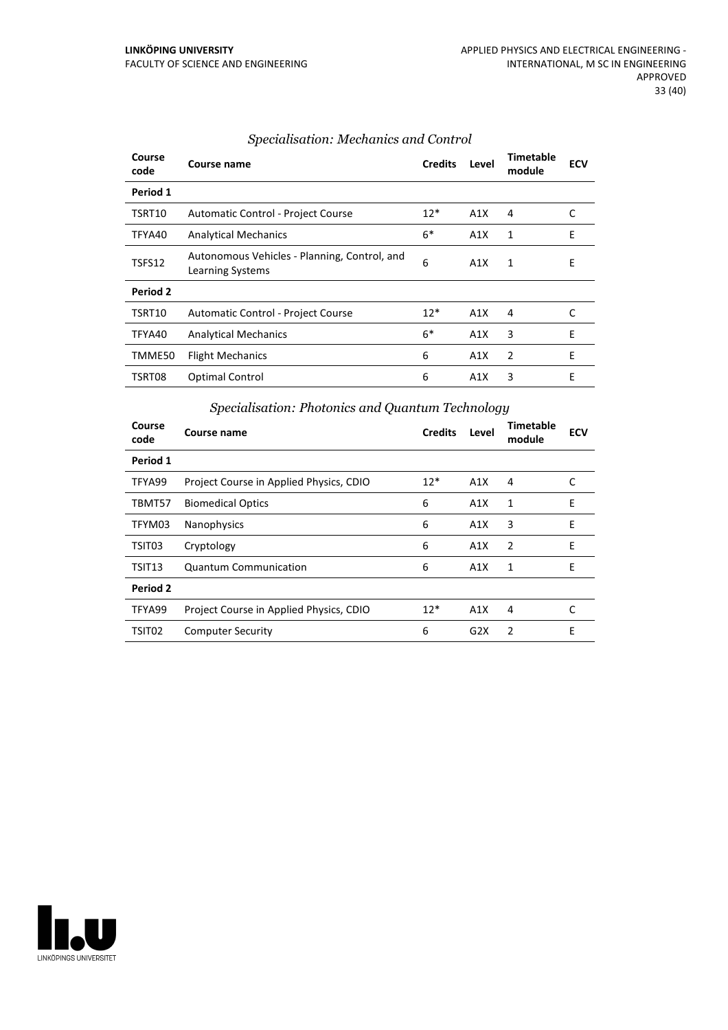### *Specialisation: Mechanics and Control*

| Course code | Course name | Credits | Level | Timetable module | ECV |
|---|---|---|---|---|---|
| **Period 1** | | | | | |
| TSRT10 | Automatic Control - Project Course | 12* | A1X | 4 | C |
| TFYA40 | Analytical Mechanics | 6* | A1X | 1 | E |
| TSFS12 | Autonomous Vehicles - Planning, Control, and Learning Systems | 6 | A1X | 1 | E |
| **Period 2** | | | | | |
| TSRT10 | Automatic Control - Project Course | 12* | A1X | 4 | C |
| TFYA40 | Analytical Mechanics | 6* | A1X | 3 | E |
| TMME50 | Flight Mechanics | 6 | A1X | 2 | E |
| TSRT08 | Optimal Control | 6 | A1X | 3 | E |

### *Specialisation: Photonics and Quantum Technology*

| Course code | Course name | Credits | Level | Timetable module | ECV |
|---|---|---|---|---|---|
| **Period 1** | | | | | |
| TFYA99 | Project Course in Applied Physics, CDIO | 12* | A1X | 4 | C |
| TBMT57 | Biomedical Optics | 6 | A1X | 1 | E |
| TFYM03 | Nanophysics | 6 | A1X | 3 | E |
| TSIT03 | Cryptology | 6 | A1X | 2 | E |
| TSIT13 | Quantum Communication | 6 | A1X | 1 | E |
| **Period 2** | | | | | |
| TFYA99 | Project Course in Applied Physics, CDIO | 12* | A1X | 4 | C |
| TSIT02 | Computer Security | 6 | G2X | 2 | E |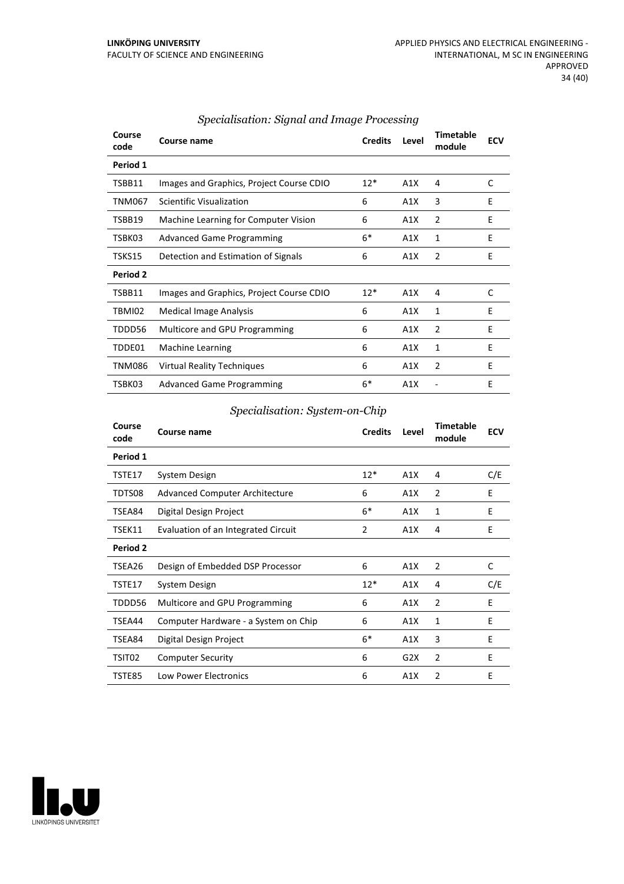### *Specialisation: Signal and Image Processing*

| Course code | Course name | Credits | Level | Timetable module | ECV |
|---|---|---|---|---|---|
| **Period 1** | | | | | |
| TSBB11 | Images and Graphics, Project Course CDIO | 12* | A1X | 4 | C |
| TNM067 | Scientific Visualization | 6 | A1X | 3 | E |
| TSBB19 | Machine Learning for Computer Vision | 6 | A1X | 2 | E |
| TSBK03 | Advanced Game Programming | 6* | A1X | 1 | E |
| TSKS15 | Detection and Estimation of Signals | 6 | A1X | 2 | E |
| **Period 2** | | | | | |
| TSBB11 | Images and Graphics, Project Course CDIO | 12* | A1X | 4 | C |
| TBMI02 | Medical Image Analysis | 6 | A1X | 1 | E |
| TDDD56 | Multicore and GPU Programming | 6 | A1X | 2 | E |
| TDDE01 | Machine Learning | 6 | A1X | 1 | E |
| TNM086 | Virtual Reality Techniques | 6 | A1X | 2 | E |
| TSBK03 | Advanced Game Programming | 6* | A1X | - | E |

### *Specialisation: System-on-Chip*

| Course code | Course name | Credits | Level | Timetable module | ECV |
|---|---|---|---|---|---|
| **Period 1** | | | | | |
| TSTE17 | System Design | 12* | A1X | 4 | C/E |
| TDTS08 | Advanced Computer Architecture | 6 | A1X | 2 | E |
| TSEA84 | Digital Design Project | 6* | A1X | 1 | E |
| TSEK11 | Evaluation of an Integrated Circuit | 2 | A1X | 4 | E |
| **Period 2** | | | | | |
| TSEA26 | Design of Embedded DSP Processor | 6 | A1X | 2 | C |
| TSTE17 | System Design | 12* | A1X | 4 | C/E |
| TDDD56 | Multicore and GPU Programming | 6 | A1X | 2 | E |
| TSEA44 | Computer Hardware - a System on Chip | 6 | A1X | 1 | E |
| TSEA84 | Digital Design Project | 6* | A1X | 3 | E |
| TSIT02 | Computer Security | 6 | G2X | 2 | E |
| TSTE85 | Low Power Electronics | 6 | A1X | 2 | E |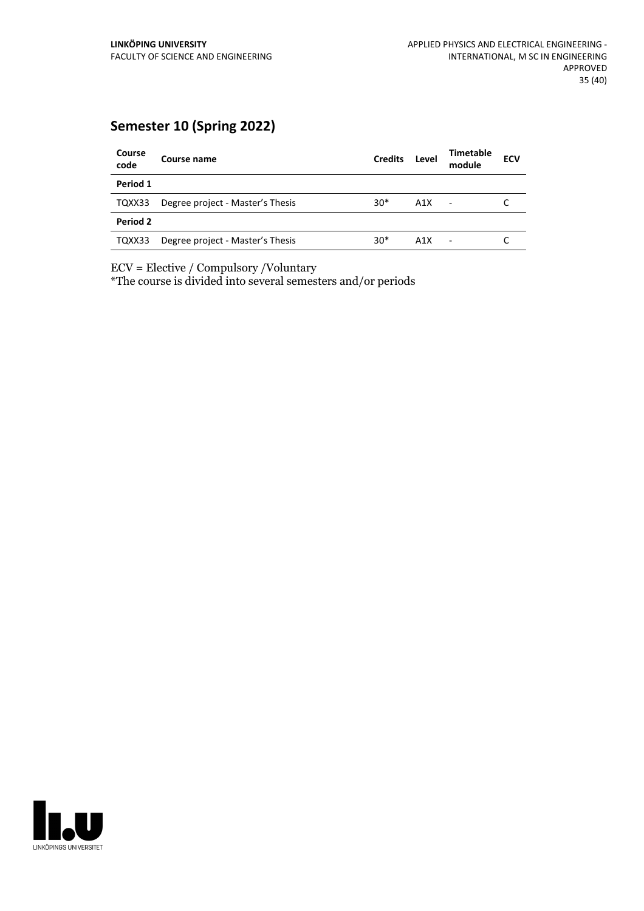## Semester 10 (Spring 2022)

| Course code | Course name | Credits | Level | Timetable module | ECV |
|---|---|---|---|---|---|
| **Period 1** | | | | | |
| TQXX33 | Degree project - Master's Thesis | 30* | A1X | - | C |
| **Period 2** | | | | | |
| TQXX33 | Degree project - Master's Thesis | 30* | A1X | - | C |

ECV = Elective / Compulsory /Voluntary

*The course is divided into several semesters and/or periods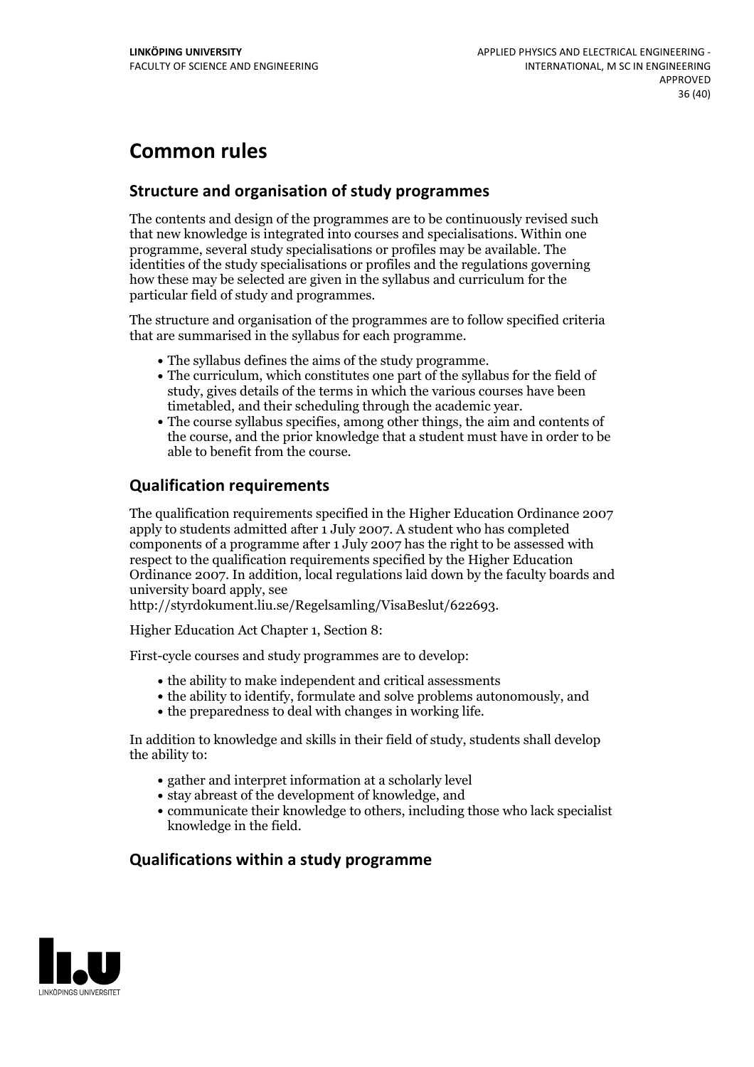# Common rules

## Structure and organisation of study programmes

The contents and design of the programmes are to be continuously revised such that new knowledge is integrated into courses and specialisations. Within one programme, several study specialisations or profiles may be available. The identities of the study specialisations or profiles and the regulations governing how these may be selected are given in the syllabus and curriculum for the particular field of study and programmes.

The structure and organisation of the programmes are to follow specified criteria that are summarised in the syllabus for each programme.

- The syllabus defines the aims of the study programme.
- The curriculum, which constitutes one part of the syllabus for the field of study, gives details of the terms in which the various courses have been timetabled, and their scheduling through the academic year.
- The course syllabus specifies, among other things, the aim and contents of the course, and the prior knowledge that a student must have in order to be able to benefit from the course.

## Qualification requirements

The qualification requirements specified in the Higher Education Ordinance 2007 apply to students admitted after 1 July 2007. A student who has completed components of a programme after 1 July 2007 has the right to be assessed with respect to the qualification requirements specified by the Higher Education Ordinance 2007. In addition, local regulations laid down by the faculty boards and university board apply, see http://styrdokument.liu.se/Regelsamling/VisaBeslut/622693.

Higher Education Act Chapter 1, Section 8:

First-cycle courses and study programmes are to develop:

- the ability to make independent and critical assessments
- the ability to identify, formulate and solve problems autonomously, and
- the preparedness to deal with changes in working life.

In addition to knowledge and skills in their field of study, students shall develop the ability to:

- gather and interpret information at a scholarly level
- stay abreast of the development of knowledge, and
- communicate their knowledge to others, including those who lack specialist knowledge in the field.

## Qualifications within a study programme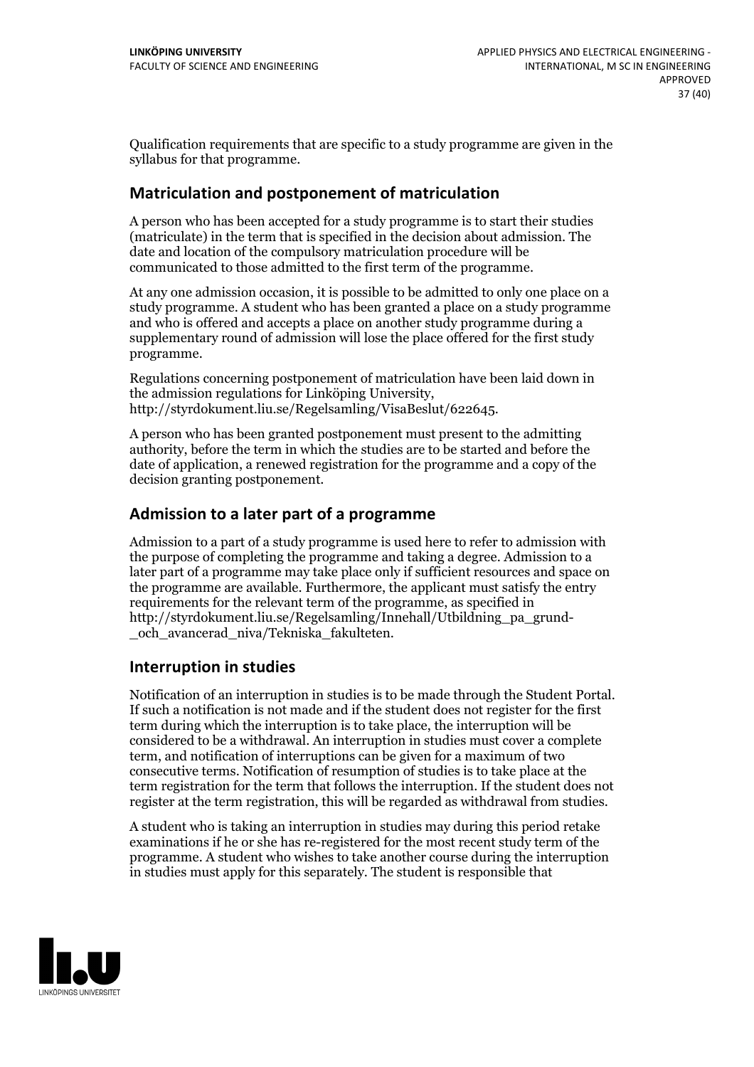Qualification requirements that are specific to a study programme are given in the syllabus for that programme.

## Matriculation and postponement of matriculation

A person who has been accepted for a study programme is to start their studies (matriculate) in the term that is specified in the decision about admission. The date and location of the compulsory matriculation procedure will be communicated to those admitted to the first term of the programme.

At any one admission occasion, it is possible to be admitted to only one place on a study programme. A student who has been granted a place on a study programme and who is offered and accepts a place on another study programme during a supplementary round of admission will lose the place offered for the first study programme.

Regulations concerning postponement of matriculation have been laid down in the admission regulations for Linköping University, http://styrdokument.liu.se/Regelsamling/VisaBeslut/622645.

A person who has been granted postponement must present to the admitting authority, before the term in which the studies are to be started and before the date of application, a renewed registration for the programme and a copy of the decision granting postponement.

## Admission to a later part of a programme

Admission to a part of a study programme is used here to refer to admission with the purpose of completing the programme and taking a degree. Admission to a later part of a programme may take place only if sufficient resources and space on the programme are available. Furthermore, the applicant must satisfy the entry requirements for the relevant term of the programme, as specified in http://styrdokument.liu.se/Regelsamling/Innehall/Utbildning_pa_grund-_och_avancerad_niva/Tekniska_fakulteten.

## Interruption in studies

Notification of an interruption in studies is to be made through the Student Portal. If such a notification is not made and if the student does not register for the first term during which the interruption is to take place, the interruption will be considered to be a withdrawal. An interruption in studies must cover a complete term, and notification of interruptions can be given for a maximum of two consecutive terms. Notification of resumption of studies is to take place at the term registration for the term that follows the interruption. If the student does not register at the term registration, this will be regarded as withdrawal from studies.

A student who is taking an interruption in studies may during this period retake examinations if he or she has re-registered for the most recent study term of the programme. A student who wishes to take another course during the interruption in studies must apply for this separately. The student is responsible that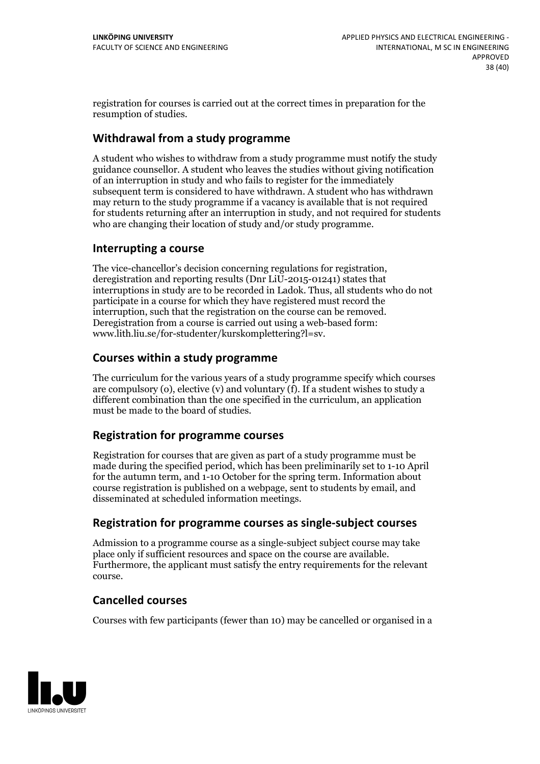registration for courses is carried out at the correct times in preparation for the resumption of studies.

## Withdrawal from a study programme

A student who wishes to withdraw from a study programme must notify the study guidance counsellor. A student who leaves the studies without giving notification of an interruption in study and who fails to register for the immediately subsequent term is considered to have withdrawn. A student who has withdrawn may return to the study programme if a vacancy is available that is not required for students returning after an interruption in study, and not required for students who are changing their location of study and/or study programme.

## Interrupting a course

The vice-chancellor's decision concerning regulations for registration, deregistration and reporting results (Dnr LiU-2015-01241) states that interruptions in study are to be recorded in Ladok. Thus, all students who do not participate in a course for which they have registered must record the interruption, such that the registration on the course can be removed. Deregistration from a course is carried out using a web-based form: www.lith.liu.se/for-studenter/kurskomplettering?l=sv.

## Courses within a study programme

The curriculum for the various years of a study programme specify which courses are compulsory (o), elective (v) and voluntary (f). If a student wishes to study a different combination than the one specified in the curriculum, an application must be made to the board of studies.

## Registration for programme courses

Registration for courses that are given as part of a study programme must be made during the specified period, which has been preliminarily set to 1-10 April for the autumn term, and 1-10 October for the spring term. Information about course registration is published on a webpage, sent to students by email, and disseminated at scheduled information meetings.

## Registration for programme courses as single-subject courses

Admission to a programme course as a single-subject subject course may take place only if sufficient resources and space on the course are available. Furthermore, the applicant must satisfy the entry requirements for the relevant course.

## Cancelled courses

Courses with few participants (fewer than 10) may be cancelled or organised in a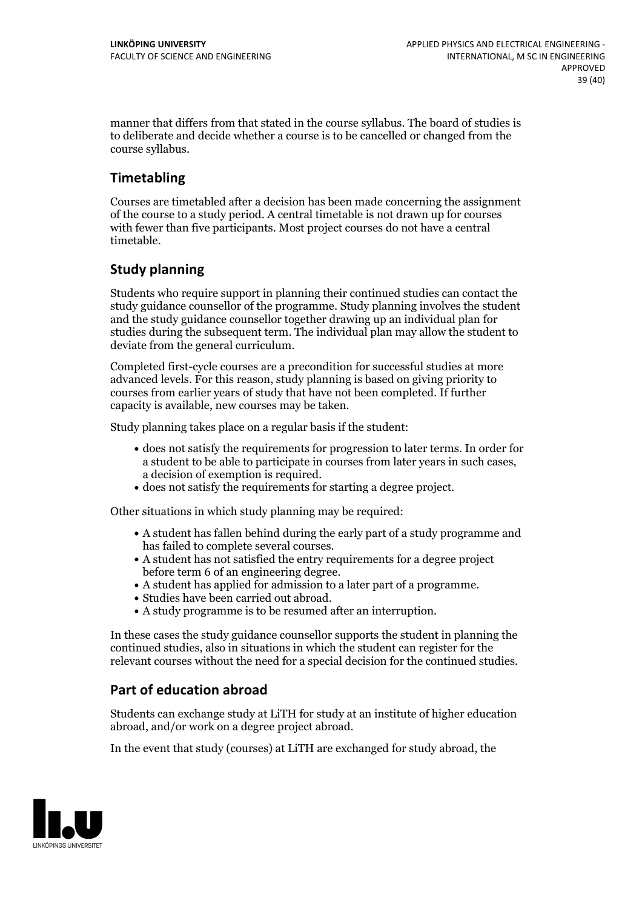manner that differs from that stated in the course syllabus. The board of studies is to deliberate and decide whether a course is to be cancelled or changed from the course syllabus.

## Timetabling

Courses are timetabled after a decision has been made concerning the assignment of the course to a study period. A central timetable is not drawn up for courses with fewer than five participants. Most project courses do not have a central timetable.

## Study planning

Students who require support in planning their continued studies can contact the study guidance counsellor of the programme. Study planning involves the student and the study guidance counsellor together drawing up an individual plan for studies during the subsequent term. The individual plan may allow the student to deviate from the general curriculum.

Completed first-cycle courses are a precondition for successful studies at more advanced levels. For this reason, study planning is based on giving priority to courses from earlier years of study that have not been completed. If further capacity is available, new courses may be taken.

Study planning takes place on a regular basis if the student:

- does not satisfy the requirements for progression to later terms. In order for a student to be able to participate in courses from later years in such cases, a decision of exemption is required.
- does not satisfy the requirements for starting a degree project.

Other situations in which study planning may be required:

- A student has fallen behind during the early part of a study programme and has failed to complete several courses.
- A student has not satisfied the entry requirements for a degree project before term 6 of an engineering degree.
- A student has applied for admission to a later part of a programme.
- Studies have been carried out abroad.
- A study programme is to be resumed after an interruption.

In these cases the study guidance counsellor supports the student in planning the continued studies, also in situations in which the student can register for the relevant courses without the need for a special decision for the continued studies.

## Part of education abroad

Students can exchange study at LiTH for study at an institute of higher education abroad, and/or work on a degree project abroad.

In the event that study (courses) at LiTH are exchanged for study abroad, the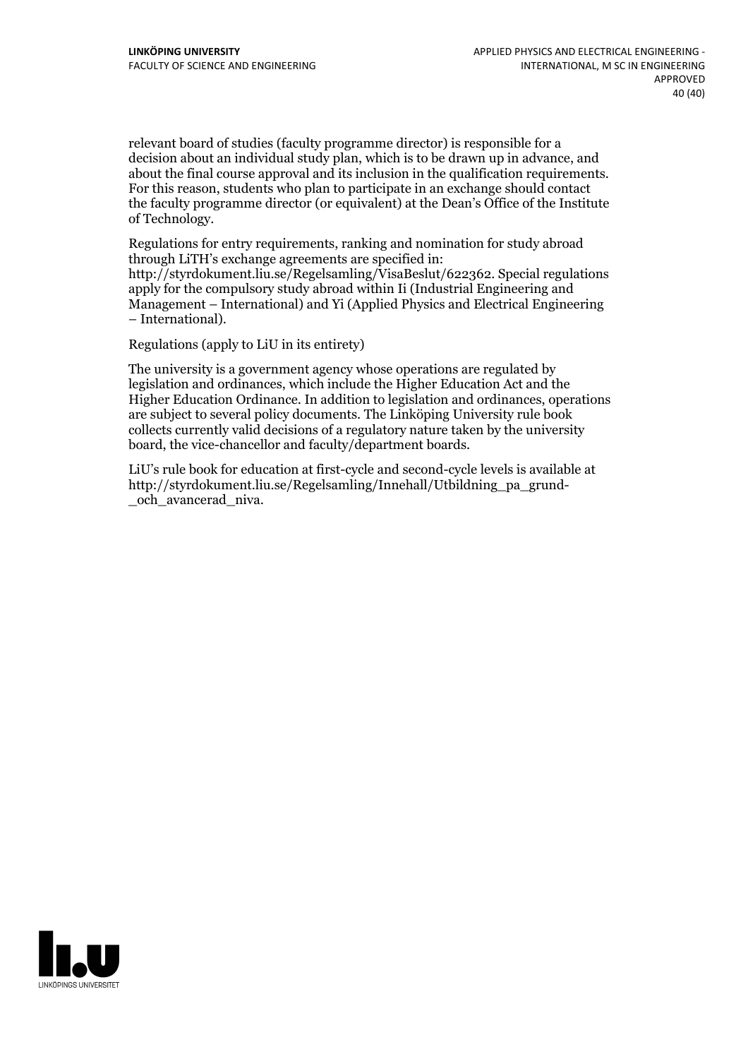relevant board of studies (faculty programme director) is responsible for a decision about an individual study plan, which is to be drawn up in advance, and about the final course approval and its inclusion in the qualification requirements. For this reason, students who plan to participate in an exchange should contact the faculty programme director (or equivalent) at the Dean's Office of the Institute of Technology.

Regulations for entry requirements, ranking and nomination for study abroad through LiTH's exchange agreements are specified in: http://styrdokument.liu.se/Regelsamling/VisaBeslut/622362. Special regulations apply for the compulsory study abroad within Ii (Industrial Engineering and Management – International) and Yi (Applied Physics and Electrical Engineering – International).

Regulations (apply to LiU in its entirety)

The university is a government agency whose operations are regulated by legislation and ordinances, which include the Higher Education Act and the Higher Education Ordinance. In addition to legislation and ordinances, operations are subject to several policy documents. The Linköping University rule book collects currently valid decisions of a regulatory nature taken by the university board, the vice-chancellor and faculty/department boards.

LiU's rule book for education at first-cycle and second-cycle levels is available at http://styrdokument.liu.se/Regelsamling/Innehall/Utbildning_pa_grund-_och_avancerad_niva.